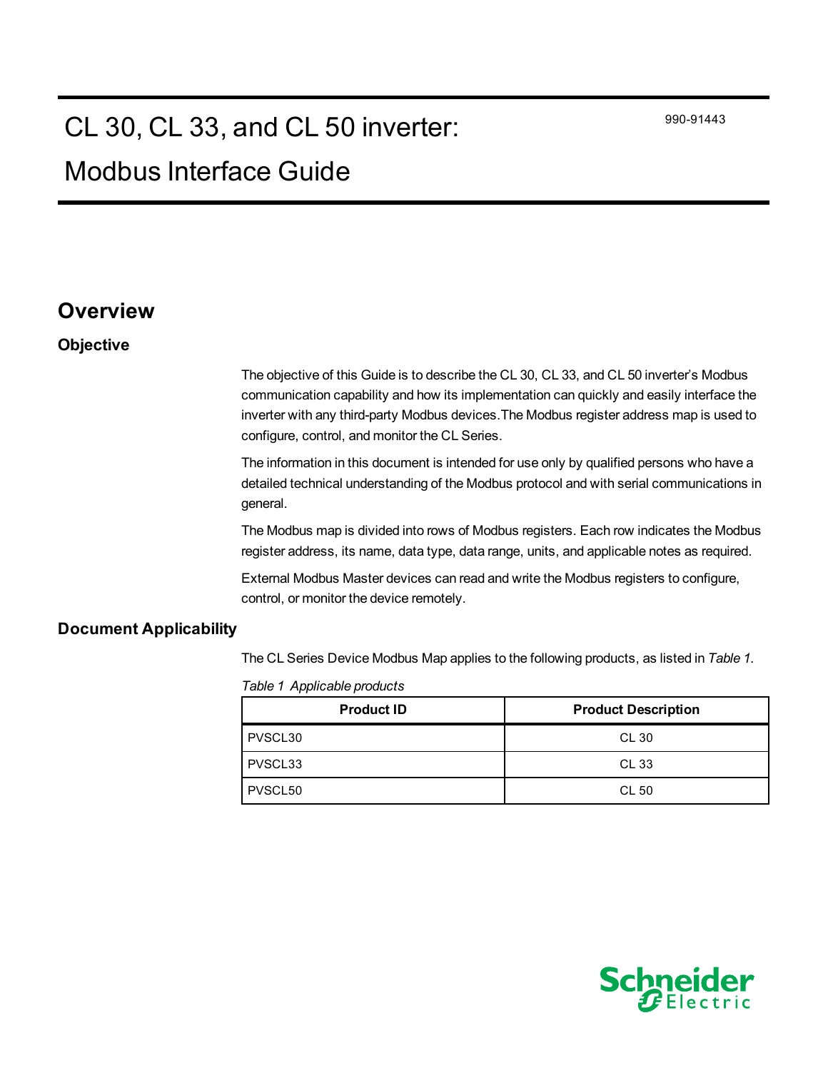# CL 30, CL 33, and CL 50 inverter: Modbus Interface Guide

990-91443

## Overview

### Objective

The objective of this Guide is to describe the CL 30, CL 33, and CL 50 inverter's Modbus communication capability and how its implementation can quickly and easily interface the inverter with any third-party Modbus devices.The Modbus register address map is used to configure, control, and monitor the CL Series.

The information in this document is intended for use only by qualified persons who have a detailed technical understanding of the Modbus protocol and with serial communications in general.

The Modbus map is divided into rows of Modbus registers. Each row indicates the Modbus register address, its name, data type, data range, units, and applicable notes as required.

External Modbus Master devices can read and write the Modbus registers to configure, control, or monitor the device remotely.

### Document Applicability

The CL Series Device Modbus Map applies to the following products, as listed in *Table 1*.

*Table 1 Applicable products*

| Product ID | Product Description |
|---|---|
| PVSCL30 | CL 30 |
| PVSCL33 | CL 33 |
| PVSCL50 | CL 50 |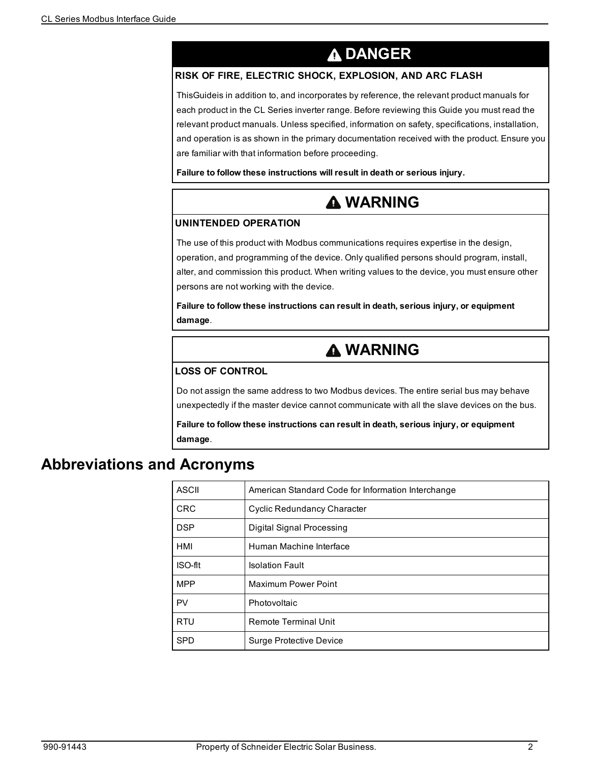## ⚠ DANGER

**RISK OF FIRE, ELECTRIC SHOCK, EXPLOSION, AND ARC FLASH**

ThisGuideis in addition to, and incorporates by reference, the relevant product manuals for each product in the CL Series inverter range. Before reviewing this Guide you must read the relevant product manuals. Unless specified, information on safety, specifications, installation, and operation is as shown in the primary documentation received with the product. Ensure you are familiar with that information before proceeding.

**Failure to follow these instructions will result in death or serious injury.**

## ⚠ WARNING

**UNINTENDED OPERATION**

The use of this product with Modbus communications requires expertise in the design, operation, and programming of the device. Only qualified persons should program, install, alter, and commission this product. When writing values to the device, you must ensure other persons are not working with the device.

**Failure to follow these instructions can result in death, serious injury, or equipment damage**.

## ⚠ WARNING

**LOSS OF CONTROL**

Do not assign the same address to two Modbus devices. The entire serial bus may behave unexpectedly if the master device cannot communicate with all the slave devices on the bus.

**Failure to follow these instructions can result in death, serious injury, or equipment damage**.

# Abbreviations and Acronyms

| | |
|---|---|
| ASCII | American Standard Code for Information Interchange |
| CRC | Cyclic Redundancy Character |
| DSP | Digital Signal Processing |
| HMI | Human Machine Interface |
| ISO-flt | Isolation Fault |
| MPP | Maximum Power Point |
| PV | Photovoltaic |
| RTU | Remote Terminal Unit |
| SPD | Surge Protective Device |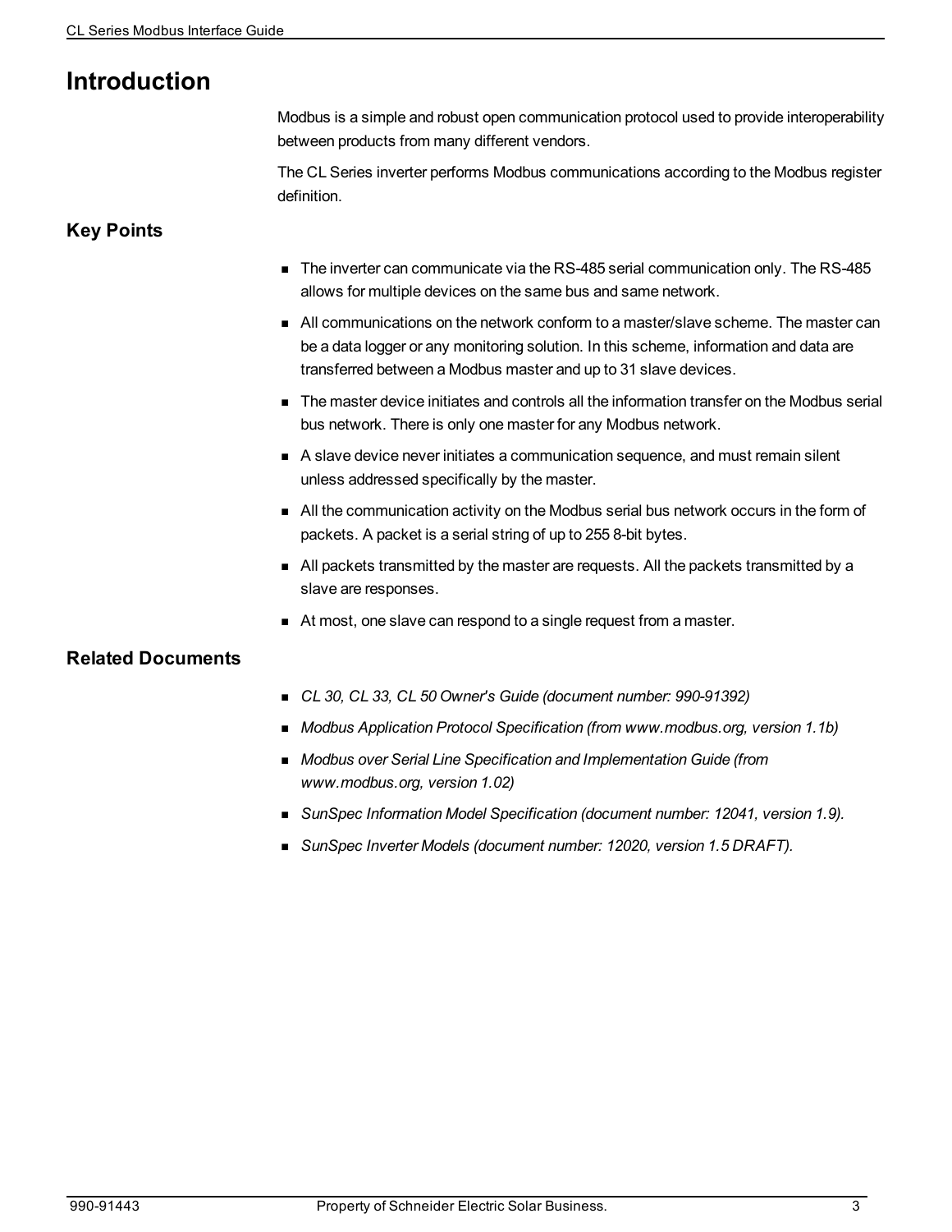# Introduction

Modbus is a simple and robust open communication protocol used to provide interoperability between products from many different vendors.

The CL Series inverter performs Modbus communications according to the Modbus register definition.

## Key Points

- The inverter can communicate via the RS-485 serial communication only. The RS-485 allows for multiple devices on the same bus and same network.
- All communications on the network conform to a master/slave scheme. The master can be a data logger or any monitoring solution. In this scheme, information and data are transferred between a Modbus master and up to 31 slave devices.
- The master device initiates and controls all the information transfer on the Modbus serial bus network. There is only one master for any Modbus network.
- A slave device never initiates a communication sequence, and must remain silent unless addressed specifically by the master.
- All the communication activity on the Modbus serial bus network occurs in the form of packets. A packet is a serial string of up to 255 8-bit bytes.
- All packets transmitted by the master are requests. All the packets transmitted by a slave are responses.
- At most, one slave can respond to a single request from a master.

## Related Documents

- *CL 30, CL 33, CL 50 Owner's Guide (document number: 990-91392)*
- *Modbus Application Protocol Specification (from www.modbus.org, version 1.1b)*
- *Modbus over Serial Line Specification and Implementation Guide (from www.modbus.org, version 1.02)*
- *SunSpec Information Model Specification (document number: 12041, version 1.9).*
- *SunSpec Inverter Models (document number: 12020, version 1.5 DRAFT).*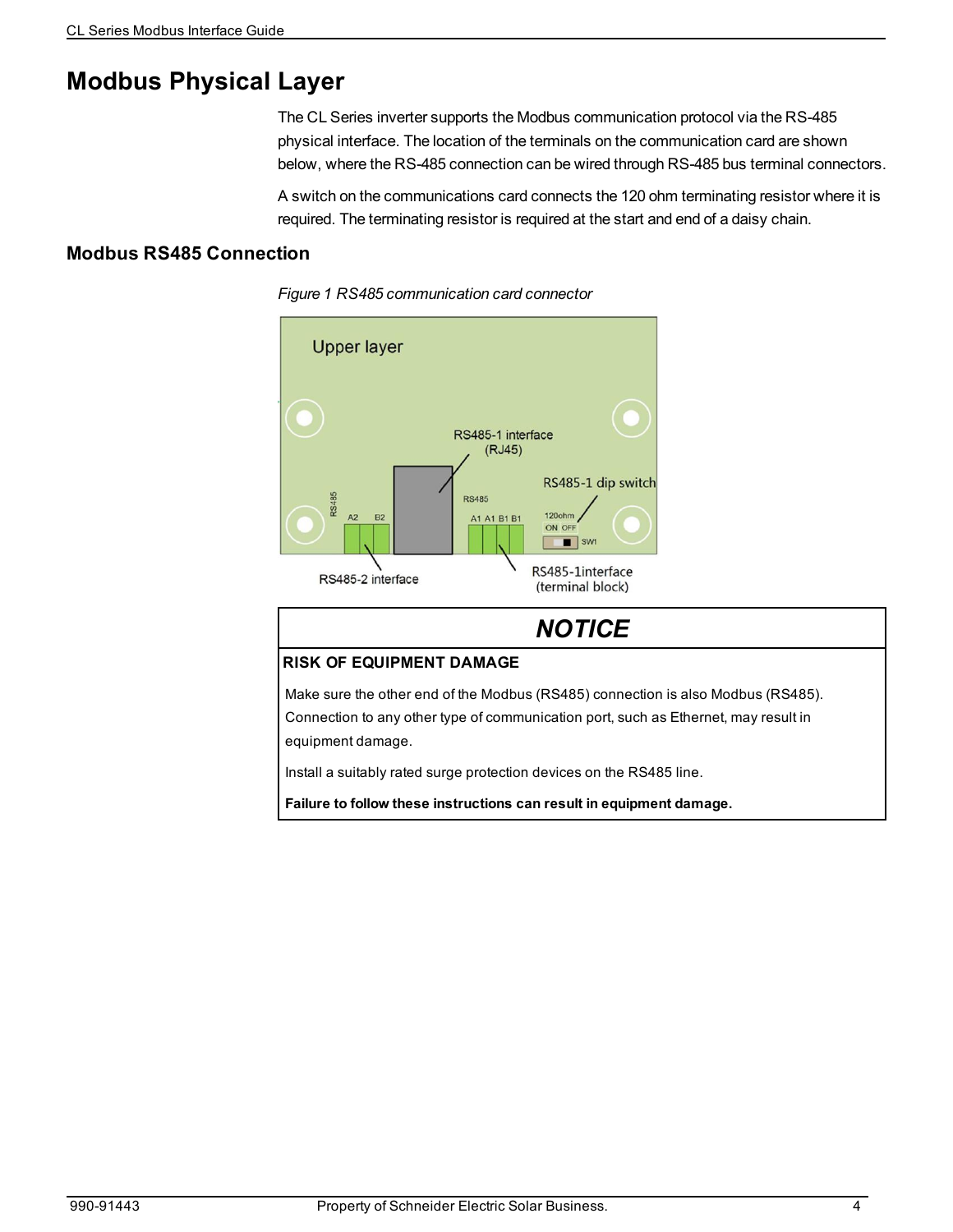# Modbus Physical Layer

The CL Series inverter supports the Modbus communication protocol via the RS-485 physical interface. The location of the terminals on the communication card are shown below, where the RS-485 connection can be wired through RS-485 bus terminal connectors.

A switch on the communications card connects the 120 ohm terminating resistor where it is required. The terminating resistor is required at the start and end of a daisy chain.

## Modbus RS485 Connection

*Figure 1 RS485 communication card connector*

## NOTICE

**RISK OF EQUIPMENT DAMAGE**

Make sure the other end of the Modbus (RS485) connection is also Modbus (RS485). Connection to any other type of communication port, such as Ethernet, may result in equipment damage.

Install a suitably rated surge protection devices on the RS485 line.

**Failure to follow these instructions can result in equipment damage.**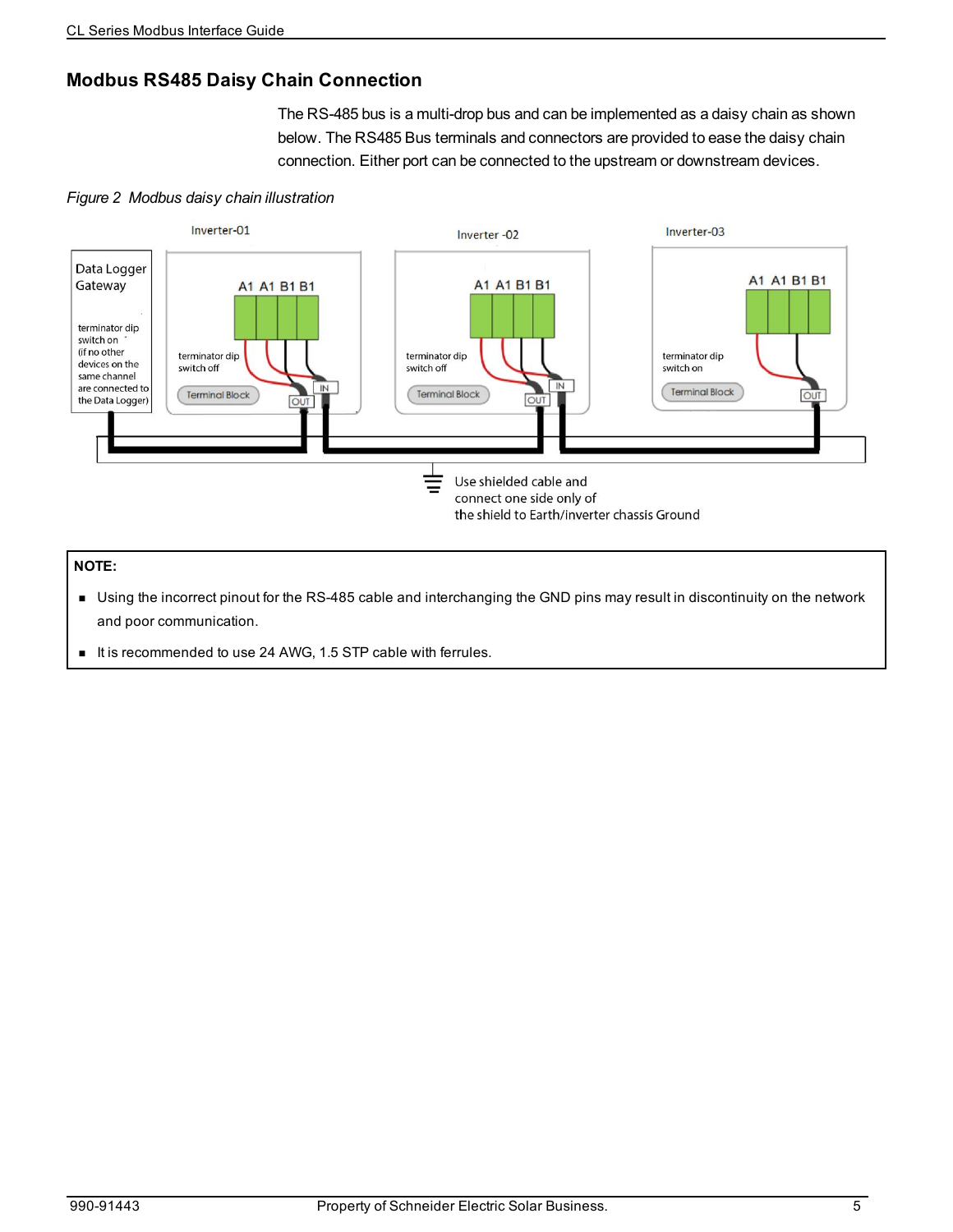## Modbus RS485 Daisy Chain Connection

The RS-485 bus is a multi-drop bus and can be implemented as a daisy chain as shown below. The RS485 Bus terminals and connectors are provided to ease the daisy chain connection. Either port can be connected to the upstream or downstream devices.

*Figure 2 Modbus daisy chain illustration*

> **NOTE:**
>
> - Using the incorrect pinout for the RS-485 cable and interchanging the GND pins may result in discontinuity on the network and poor communication.
> - It is recommended to use 24 AWG, 1.5 STP cable with ferrules.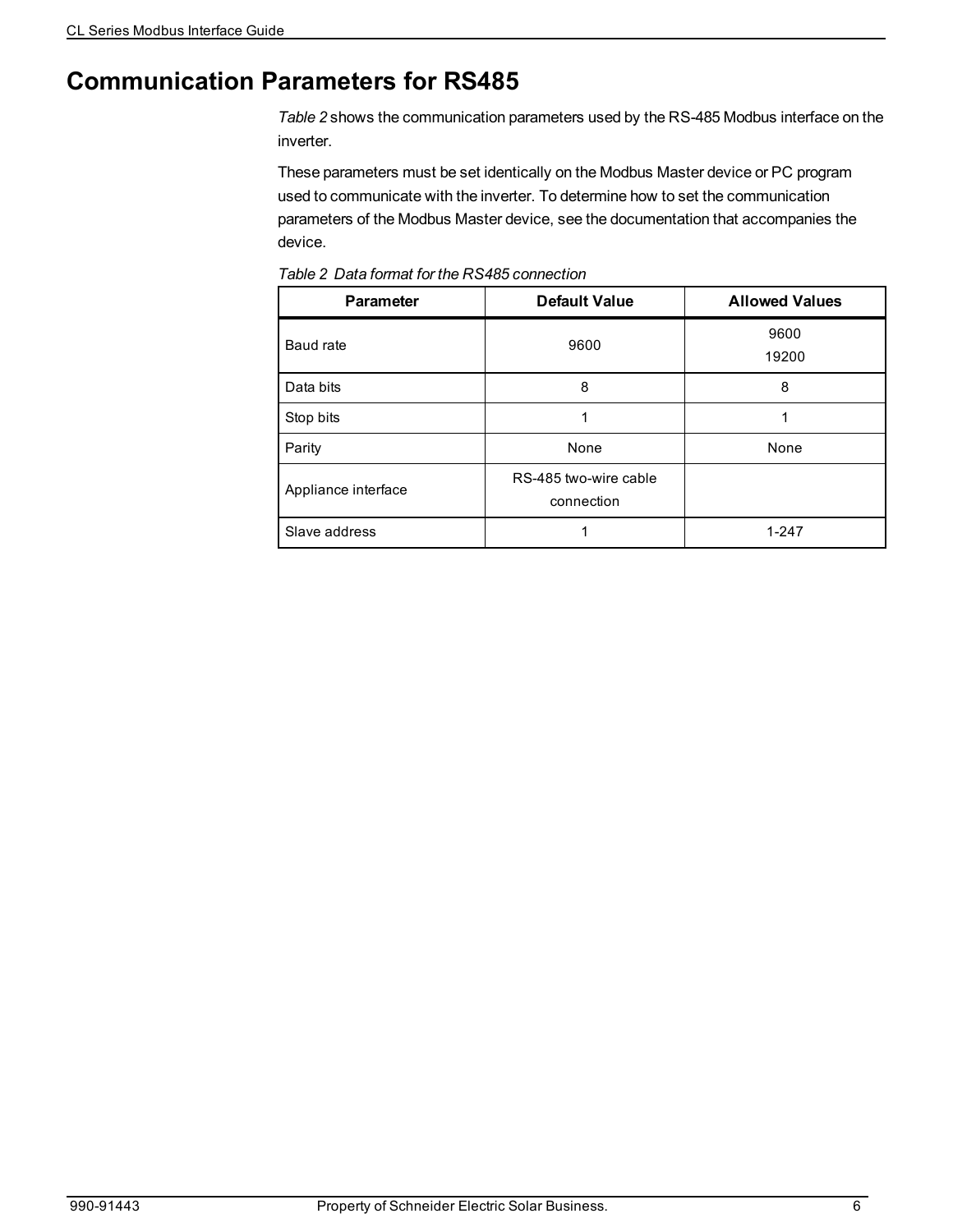# Communication Parameters for RS485

*Table 2* shows the communication parameters used by the RS-485 Modbus interface on the inverter.

These parameters must be set identically on the Modbus Master device or PC program used to communicate with the inverter. To determine how to set the communication parameters of the Modbus Master device, see the documentation that accompanies the device.

*Table 2 Data format for the RS485 connection*

| Parameter | Default Value | Allowed Values |
| --- | --- | --- |
| Baud rate | 9600 | 9600<br>19200 |
| Data bits | 8 | 8 |
| Stop bits | 1 | 1 |
| Parity | None | None |
| Appliance interface | RS-485 two-wire cable connection | |
| Slave address | 1 | 1-247 |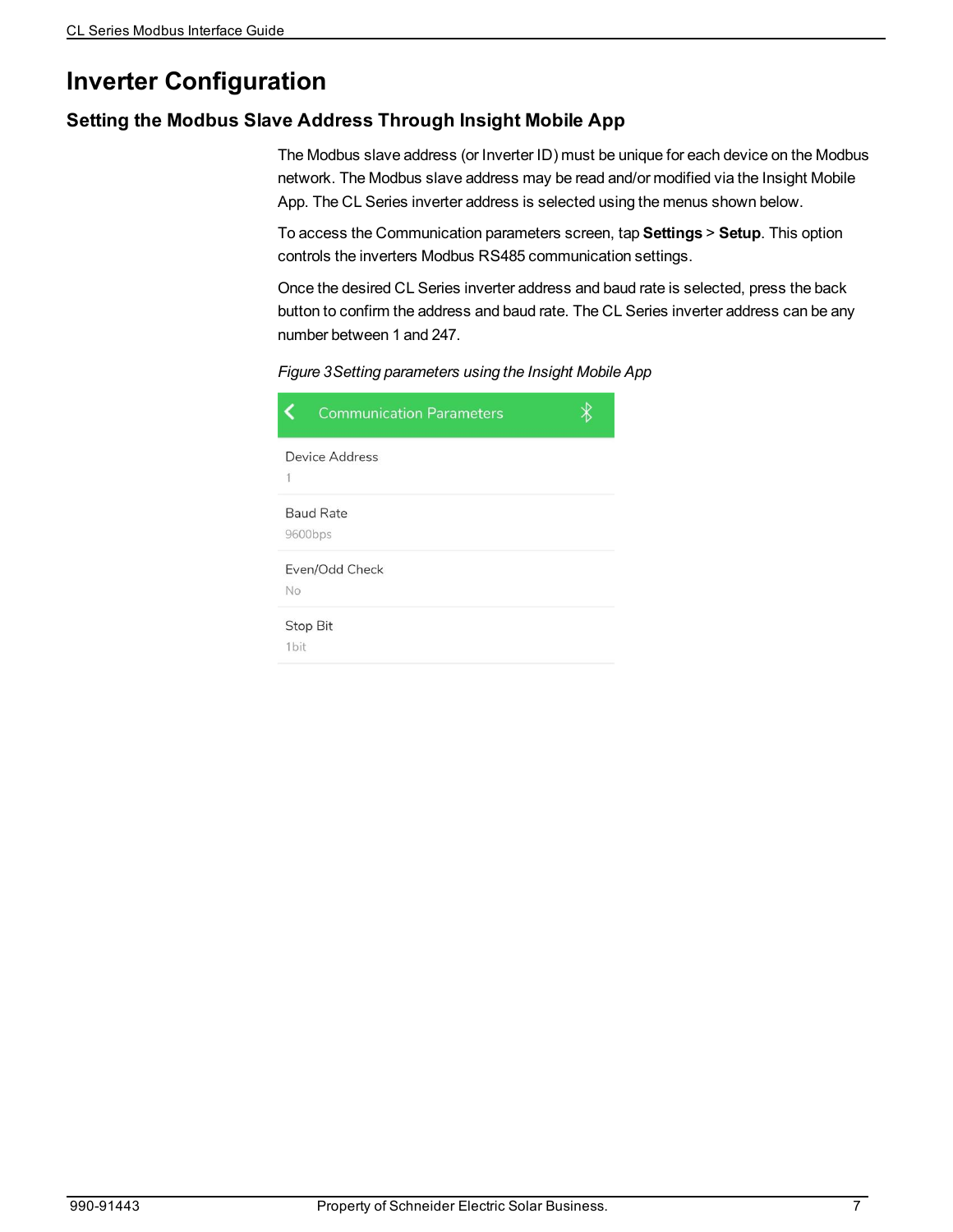# Inverter Configuration

## Setting the Modbus Slave Address Through Insight Mobile App

The Modbus slave address (or Inverter ID) must be unique for each device on the Modbus network. The Modbus slave address may be read and/or modified via the Insight Mobile App. The CL Series inverter address is selected using the menus shown below.

To access the Communication parameters screen, tap **Settings** > **Setup**. This option controls the inverters Modbus RS485 communication settings.

Once the desired CL Series inverter address and baud rate is selected, press the back button to confirm the address and baud rate. The CL Series inverter address can be any number between 1 and 247.

*Figure 3 Setting parameters using the Insight Mobile App*

Communication Parameters

Device Address
1

Baud Rate
9600bps

Even/Odd Check
No

Stop Bit
1bit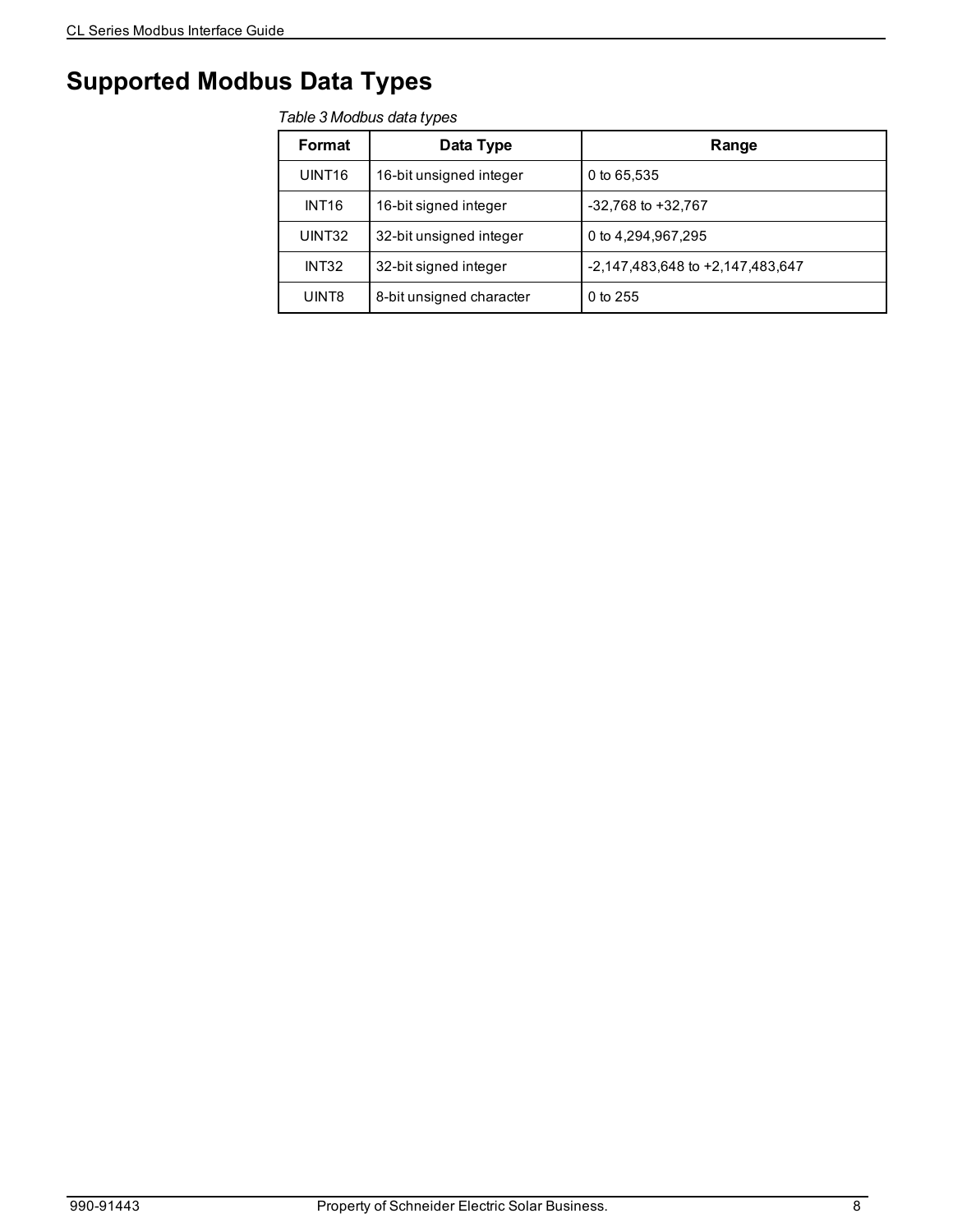# Supported Modbus Data Types

*Table 3 Modbus data types*

| Format | Data Type | Range |
|---|---|---|
| UINT16 | 16-bit unsigned integer | 0 to 65,535 |
| INT16 | 16-bit signed integer | -32,768 to +32,767 |
| UINT32 | 32-bit unsigned integer | 0 to 4,294,967,295 |
| INT32 | 32-bit signed integer | -2,147,483,648 to +2,147,483,647 |
| UINT8 | 8-bit unsigned character | 0 to 255 |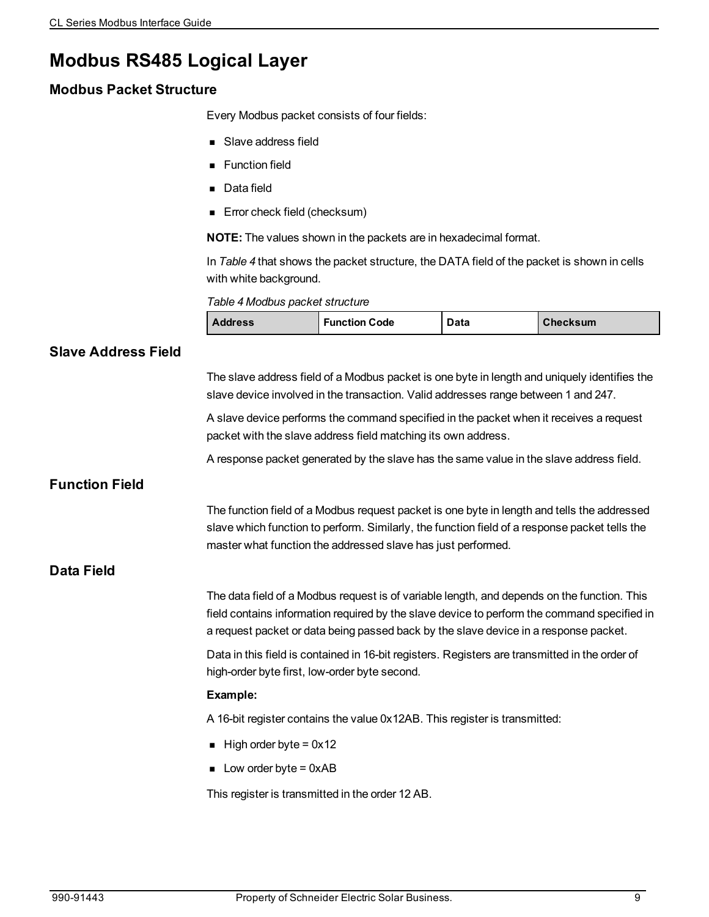# Modbus RS485 Logical Layer

## Modbus Packet Structure

Every Modbus packet consists of four fields:

- Slave address field
- Function field
- Data field
- Error check field (checksum)

**NOTE:** The values shown in the packets are in hexadecimal format.

In *Table 4* that shows the packet structure, the DATA field of the packet is shown in cells with white background.

*Table 4 Modbus packet structure*

| Address | Function Code | Data | Checksum |
|---|---|---|---|

## Slave Address Field

The slave address field of a Modbus packet is one byte in length and uniquely identifies the slave device involved in the transaction. Valid addresses range between 1 and 247.

A slave device performs the command specified in the packet when it receives a request packet with the slave address field matching its own address.

A response packet generated by the slave has the same value in the slave address field.

## Function Field

The function field of a Modbus request packet is one byte in length and tells the addressed slave which function to perform. Similarly, the function field of a response packet tells the master what function the addressed slave has just performed.

## Data Field

The data field of a Modbus request is of variable length, and depends on the function. This field contains information required by the slave device to perform the command specified in a request packet or data being passed back by the slave device in a response packet.

Data in this field is contained in 16-bit registers. Registers are transmitted in the order of high-order byte first, low-order byte second.

**Example:**

A 16-bit register contains the value 0x12AB. This register is transmitted:

- High order byte = 0x12
- Low order byte = 0xAB

This register is transmitted in the order 12 AB.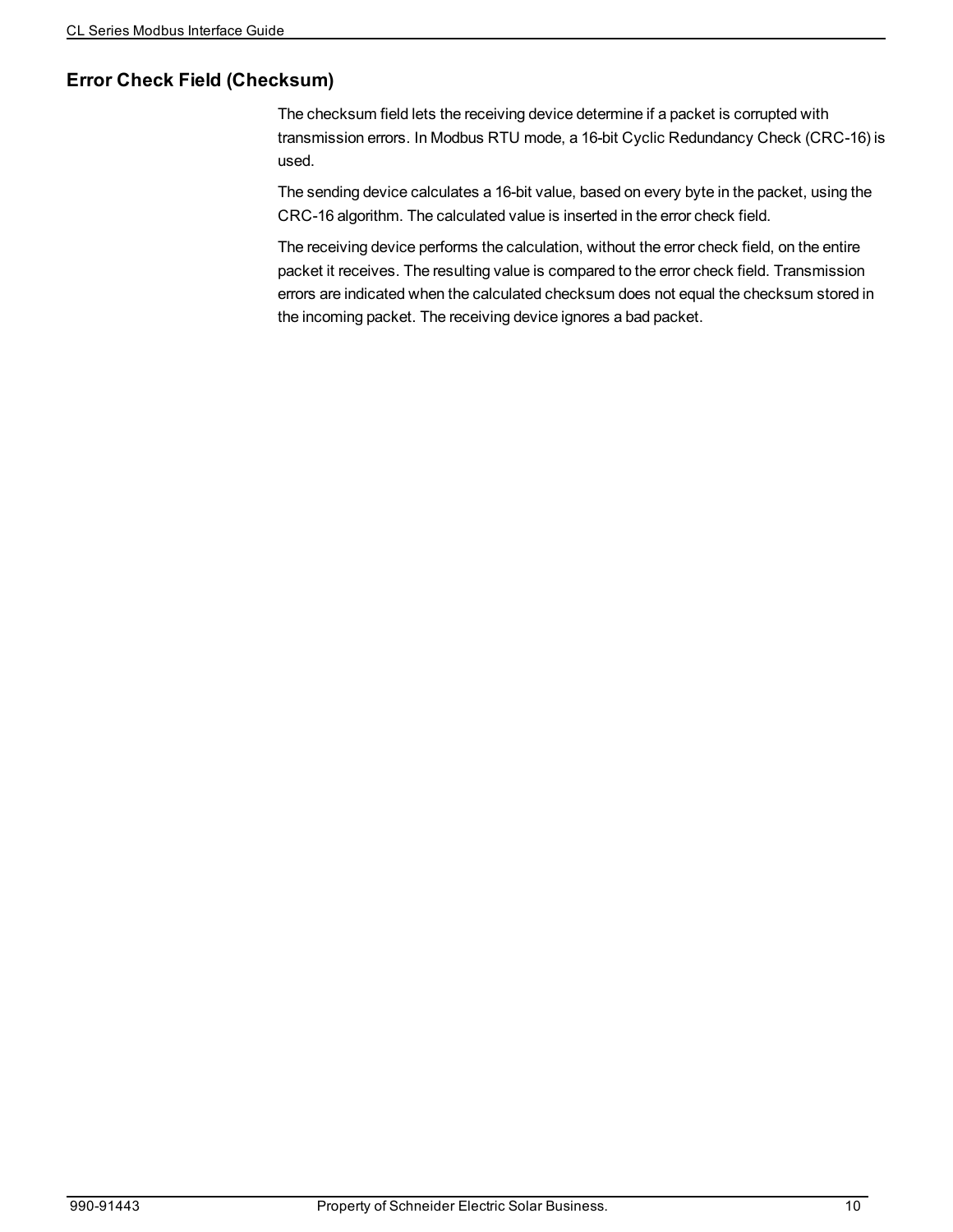## Error Check Field (Checksum)

The checksum field lets the receiving device determine if a packet is corrupted with transmission errors. In Modbus RTU mode, a 16-bit Cyclic Redundancy Check (CRC-16) is used.

The sending device calculates a 16-bit value, based on every byte in the packet, using the CRC-16 algorithm. The calculated value is inserted in the error check field.

The receiving device performs the calculation, without the error check field, on the entire packet it receives. The resulting value is compared to the error check field. Transmission errors are indicated when the calculated checksum does not equal the checksum stored in the incoming packet. The receiving device ignores a bad packet.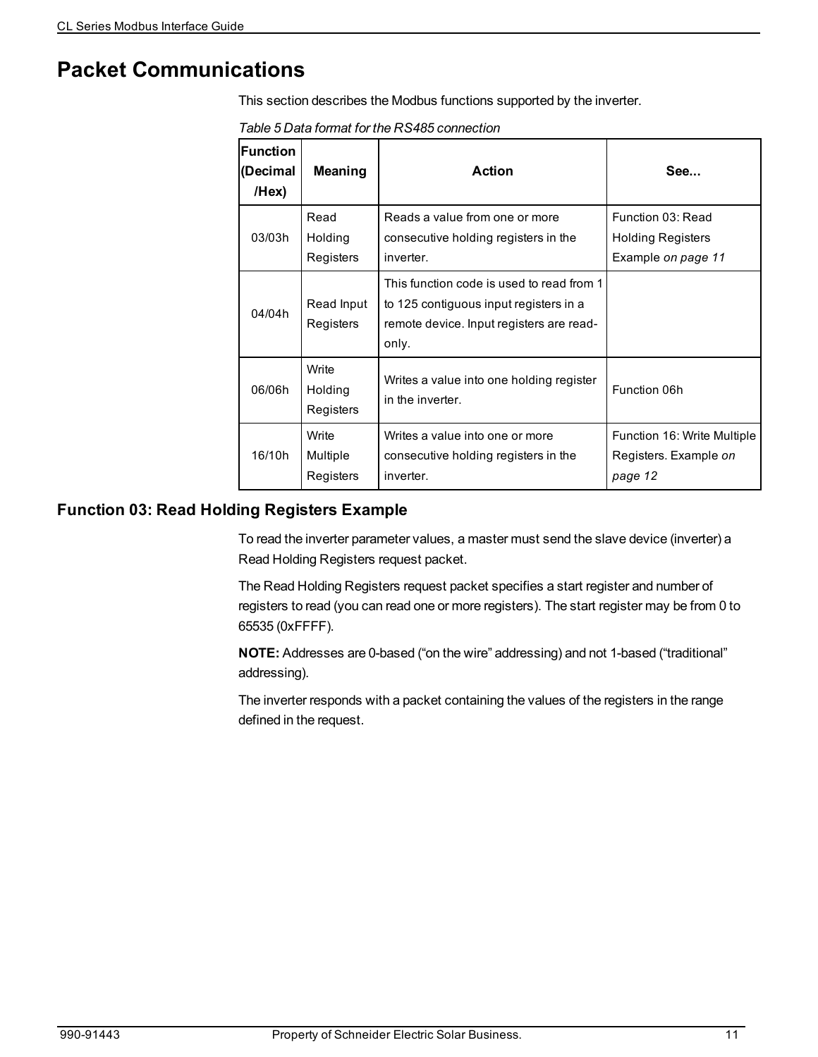# Packet Communications

This section describes the Modbus functions supported by the inverter.

*Table 5 Data format for the RS485 connection*

| Function (Decimal /Hex) | Meaning | Action | See... |
|---|---|---|---|
| 03/03h | Read Holding Registers | Reads a value from one or more consecutive holding registers in the inverter. | Function 03: Read Holding Registers Example *on page 11* |
| 04/04h | Read Input Registers | This function code is used to read from 1 to 125 contiguous input registers in a remote device. Input registers are read-only. | |
| 06/06h | Write Holding Registers | Writes a value into one holding register in the inverter. | Function 06h |
| 16/10h | Write Multiple Registers | Writes a value into one or more consecutive holding registers in the inverter. | Function 16: Write Multiple Registers. Example *on page 12* |

## Function 03: Read Holding Registers Example

To read the inverter parameter values, a master must send the slave device (inverter) a Read Holding Registers request packet.

The Read Holding Registers request packet specifies a start register and number of registers to read (you can read one or more registers). The start register may be from 0 to 65535 (0xFFFF).

**NOTE:** Addresses are 0-based (“on the wire” addressing) and not 1-based (“traditional” addressing).

The inverter responds with a packet containing the values of the registers in the range defined in the request.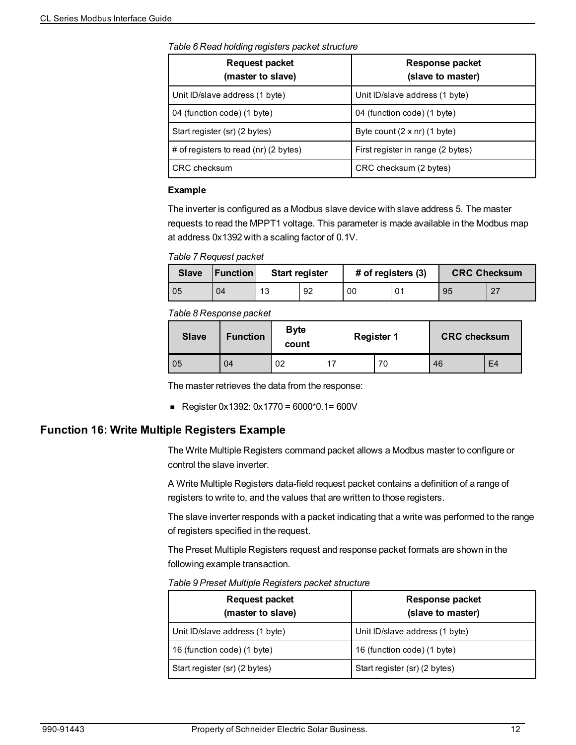*Table 6 Read holding registers packet structure*

| Request packet (master to slave) | Response packet (slave to master) |
|---|---|
| Unit ID/slave address (1 byte) | Unit ID/slave address (1 byte) |
| 04 (function code) (1 byte) | 04 (function code) (1 byte) |
| Start register (sr) (2 bytes) | Byte count (2 x nr) (1 byte) |
| # of registers to read (nr) (2 bytes) | First register in range (2 bytes) |
| CRC checksum | CRC checksum (2 bytes) |

**Example**

The inverter is configured as a Modbus slave device with slave address 5. The master requests to read the MPPT1 voltage. This parameter is made available in the Modbus map at address 0x1392 with a scaling factor of 0.1V.

*Table 7 Request packet*

| Slave | Function | Start register | | # of registers (3) | | CRC Checksum | |
|---|---|---|---|---|---|---|---|
| 05 | 04 | 13 | 92 | 00 | 01 | 95 | 27 |

*Table 8 Response packet*

| Slave | Function | Byte count | Register 1 | | CRC checksum | |
|---|---|---|---|---|---|---|
| 05 | 04 | 02 | 17 | 70 | 46 | E4 |

The master retrieves the data from the response:

- Register 0x1392: 0x1770 = 6000*0.1= 600V

## Function 16: Write Multiple Registers Example

The Write Multiple Registers command packet allows a Modbus master to configure or control the slave inverter.

A Write Multiple Registers data-field request packet contains a definition of a range of registers to write to, and the values that are written to those registers.

The slave inverter responds with a packet indicating that a write was performed to the range of registers specified in the request.

The Preset Multiple Registers request and response packet formats are shown in the following example transaction.

*Table 9 Preset Multiple Registers packet structure*

| Request packet (master to slave) | Response packet (slave to master) |
|---|---|
| Unit ID/slave address (1 byte) | Unit ID/slave address (1 byte) |
| 16 (function code) (1 byte) | 16 (function code) (1 byte) |
| Start register (sr) (2 bytes) | Start register (sr) (2 bytes) |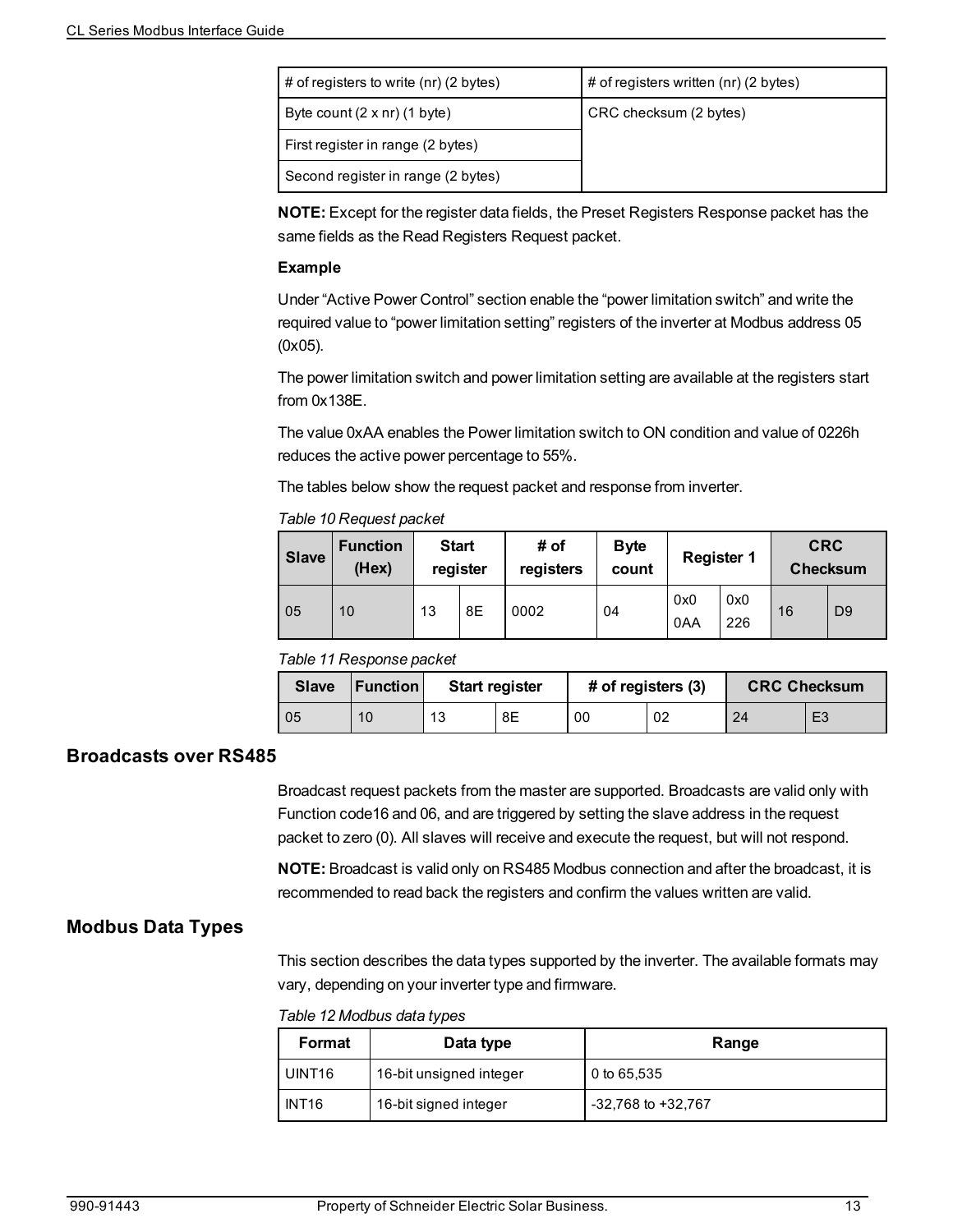| # of registers to write (nr) (2 bytes) | # of registers written (nr) (2 bytes) |
|---|---|
| Byte count (2 x nr) (1 byte) | CRC checksum (2 bytes) |
| First register in range (2 bytes) | |
| Second register in range (2 bytes) | |

**NOTE:** Except for the register data fields, the Preset Registers Response packet has the same fields as the Read Registers Request packet.

**Example**

Under “Active Power Control” section enable the “power limitation switch” and write the required value to “power limitation setting” registers of the inverter at Modbus address 05 (0x05).

The power limitation switch and power limitation setting are available at the registers start from 0x138E.

The value 0xAA enables the Power limitation switch to ON condition and value of 0226h reduces the active power percentage to 55%.

The tables below show the request packet and response from inverter.

*Table 10 Request packet*

| Slave | Function (Hex) | Start register | | # of registers | Byte count | Register 1 | | CRC Checksum | |
|---|---|---|---|---|---|---|---|---|---|
| 05 | 10 | 13 | 8E | 0002 | 04 | 0x0 0AA | 0x0 226 | 16 | D9 |

*Table 11 Response packet*

| Slave | Function | Start register | | # of registers (3) | | CRC Checksum | |
|---|---|---|---|---|---|---|---|
| 05 | 10 | 13 | 8E | 00 | 02 | 24 | E3 |

## Broadcasts over RS485

Broadcast request packets from the master are supported. Broadcasts are valid only with Function code16 and 06, and are triggered by setting the slave address in the request packet to zero (0). All slaves will receive and execute the request, but will not respond.

**NOTE:** Broadcast is valid only on RS485 Modbus connection and after the broadcast, it is recommended to read back the registers and confirm the values written are valid.

## Modbus Data Types

This section describes the data types supported by the inverter. The available formats may vary, depending on your inverter type and firmware.

*Table 12 Modbus data types*

| Format | Data type | Range |
|---|---|---|
| UINT16 | 16-bit unsigned integer | 0 to 65,535 |
| INT16 | 16-bit signed integer | -32,768 to +32,767 |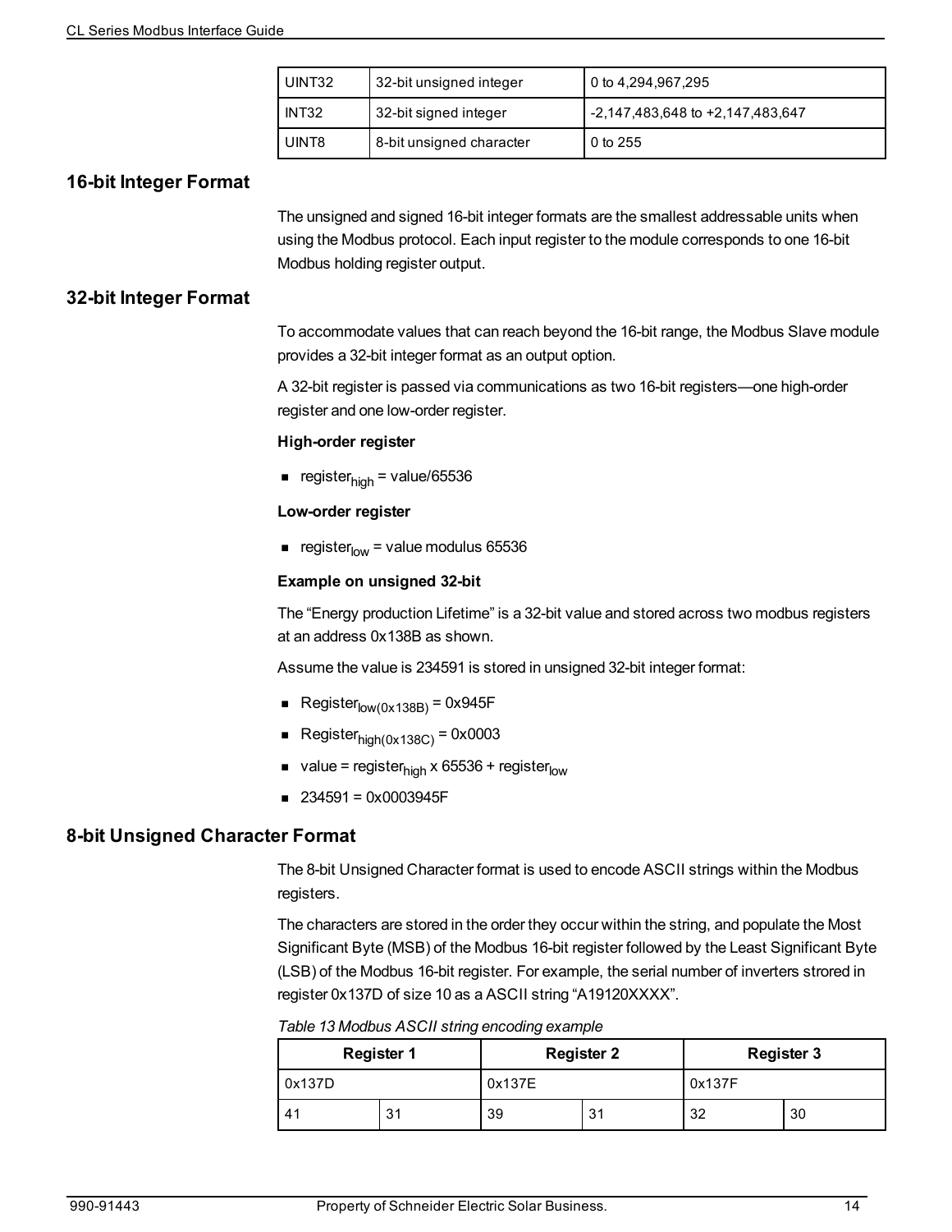| UINT32 | 32-bit unsigned integer | 0 to 4,294,967,295 |
|---|---|---|
| INT32 | 32-bit signed integer | -2,147,483,648 to +2,147,483,647 |
| UINT8 | 8-bit unsigned character | 0 to 255 |

## 16-bit Integer Format

The unsigned and signed 16-bit integer formats are the smallest addressable units when using the Modbus protocol. Each input register to the module corresponds to one 16-bit Modbus holding register output.

## 32-bit Integer Format

To accommodate values that can reach beyond the 16-bit range, the Modbus Slave module provides a 32-bit integer format as an output option.

A 32-bit register is passed via communications as two 16-bit registers—one high-order register and one low-order register.

**High-order register**

- $register_{high}$ = value/65536

**Low-order register**

- $register_{low}$ = value modulus 65536

**Example on unsigned 32-bit**

The “Energy production Lifetime” is a 32-bit value and stored across two modbus registers at an address 0x138B as shown.

Assume the value is 234591 is stored in unsigned 32-bit integer format:

- $Register_{low(0x138B)}$ = 0x945F
- $Register_{high(0x138C)}$ = 0x0003
- value = $register_{high}$ x 65536 + $register_{low}$
- 234591 = 0x0003945F

## 8-bit Unsigned Character Format

The 8-bit Unsigned Character format is used to encode ASCII strings within the Modbus registers.

The characters are stored in the order they occur within the string, and populate the Most Significant Byte (MSB) of the Modbus 16-bit register followed by the Least Significant Byte (LSB) of the Modbus 16-bit register. For example, the serial number of inverters strored in register 0x137D of size 10 as a ASCII string “A19120XXXX”.

*Table 13 Modbus ASCII string encoding example*

| Register 1 | | Register 2 | | Register 3 | |
|---|---|---|---|---|---|
| 0x137D | | 0x137E | | 0x137F | |
| 41 | 31 | 39 | 31 | 32 | 30 |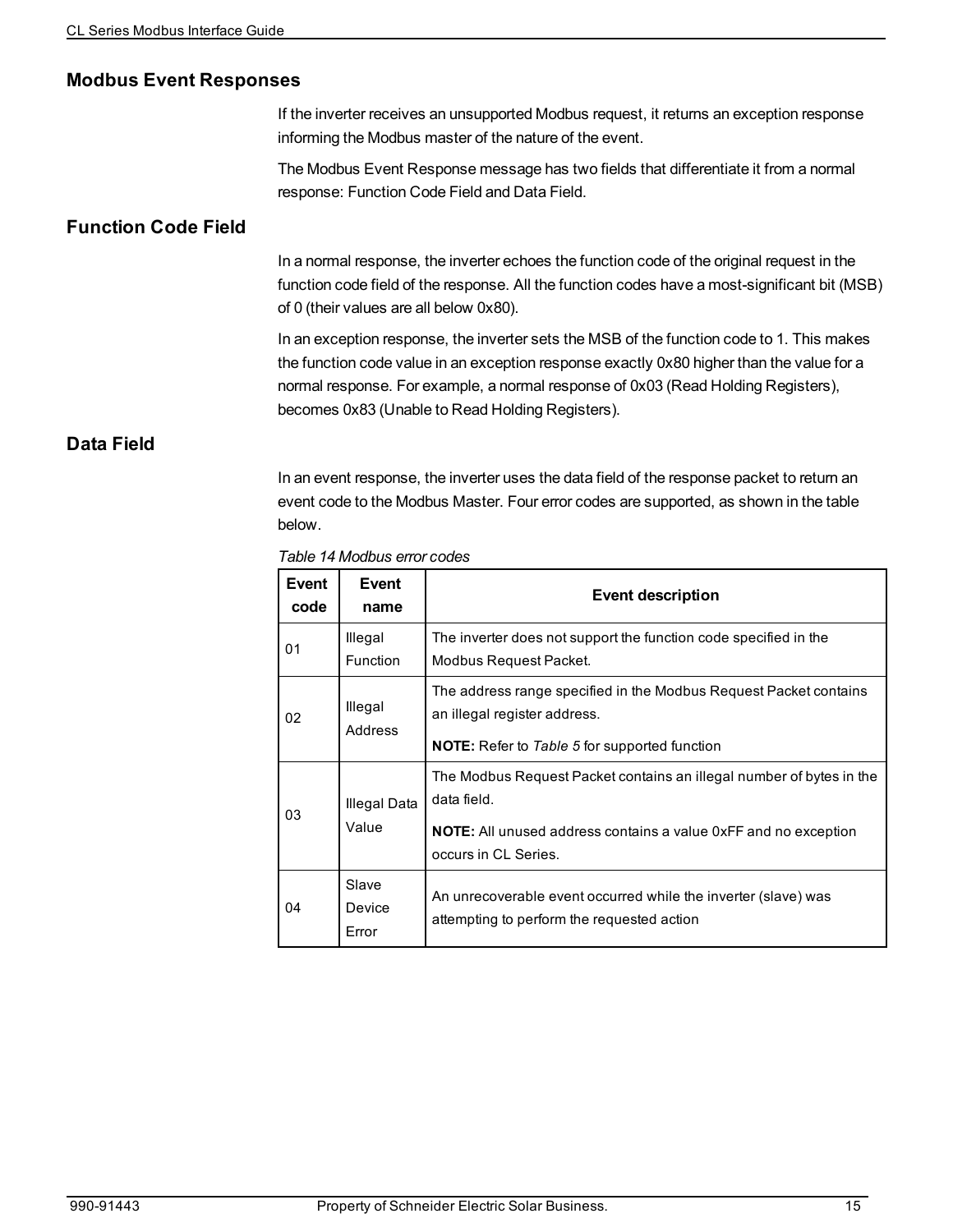## Modbus Event Responses

If the inverter receives an unsupported Modbus request, it returns an exception response informing the Modbus master of the nature of the event.

The Modbus Event Response message has two fields that differentiate it from a normal response: Function Code Field and Data Field.

## Function Code Field

In a normal response, the inverter echoes the function code of the original request in the function code field of the response. All the function codes have a most-significant bit (MSB) of 0 (their values are all below 0x80).

In an exception response, the inverter sets the MSB of the function code to 1. This makes the function code value in an exception response exactly 0x80 higher than the value for a normal response. For example, a normal response of 0x03 (Read Holding Registers), becomes 0x83 (Unable to Read Holding Registers).

## Data Field

In an event response, the inverter uses the data field of the response packet to return an event code to the Modbus Master. Four error codes are supported, as shown in the table below.

*Table 14 Modbus error codes*

| Event code | Event name | Event description |
|---|---|---|
| 01 | Illegal Function | The inverter does not support the function code specified in the Modbus Request Packet. |
| 02 | Illegal Address | The address range specified in the Modbus Request Packet contains an illegal register address.<br><br>**NOTE:** Refer to *Table 5* for supported function |
| 03 | Illegal Data Value | The Modbus Request Packet contains an illegal number of bytes in the data field.<br><br>**NOTE:** All unused address contains a value 0xFF and no exception occurs in CL Series. |
| 04 | Slave Device Error | An unrecoverable event occurred while the inverter (slave) was attempting to perform the requested action |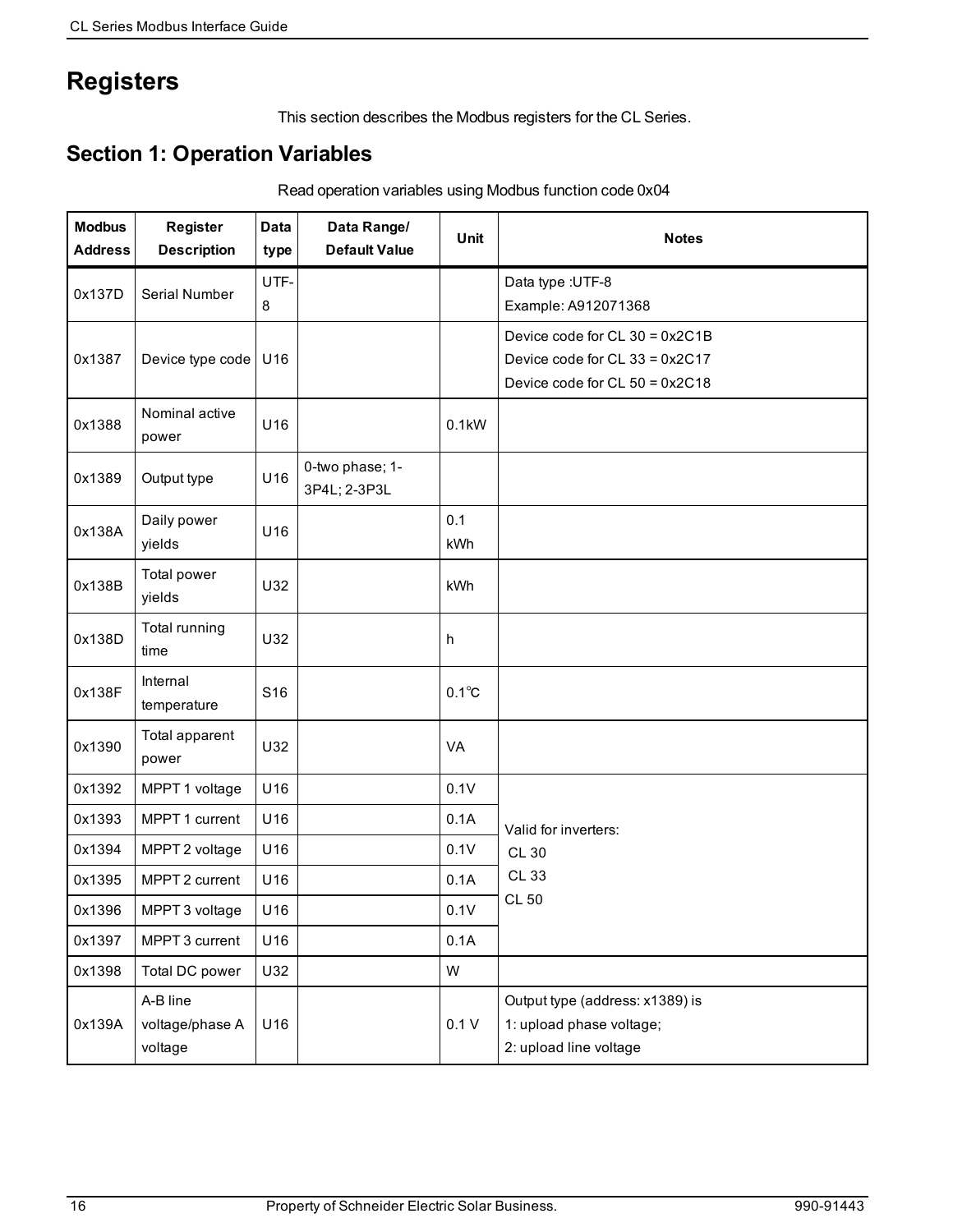# Registers

This section describes the Modbus registers for the CL Series.

## Section 1: Operation Variables

Read operation variables using Modbus function code 0x04

| Modbus Address | Register Description | Data type | Data Range/ Default Value | Unit | Notes |
|---|---|---|---|---|---|
| 0x137D | Serial Number | UTF-8 | | | Data type :UTF-8<br>Example: A912071368 |
| 0x1387 | Device type code | U16 | | | Device code for CL 30 = 0x2C1B<br>Device code for CL 33 = 0x2C17<br>Device code for CL 50 = 0x2C18 |
| 0x1388 | Nominal active power | U16 | | 0.1kW | |
| 0x1389 | Output type | U16 | 0-two phase; 1-3P4L; 2-3P3L | | |
| 0x138A | Daily power yields | U16 | | 0.1 kWh | |
| 0x138B | Total power yields | U32 | | kWh | |
| 0x138D | Total running time | U32 | | h | |
| 0x138F | Internal temperature | S16 | | 0.1℃ | |
| 0x1390 | Total apparent power | U32 | | VA | |
| 0x1392 | MPPT 1 voltage | U16 | | 0.1V | Valid for inverters:<br>CL 30<br>CL 33<br>CL 50 |
| 0x1393 | MPPT 1 current | U16 | | 0.1A | |
| 0x1394 | MPPT 2 voltage | U16 | | 0.1V | |
| 0x1395 | MPPT 2 current | U16 | | 0.1A | |
| 0x1396 | MPPT 3 voltage | U16 | | 0.1V | |
| 0x1397 | MPPT 3 current | U16 | | 0.1A | |
| 0x1398 | Total DC power | U32 | | W | |
| 0x139A | A-B line voltage/phase A voltage | U16 | | 0.1 V | Output type (address: x1389) is<br>1: upload phase voltage;<br>2: upload line voltage |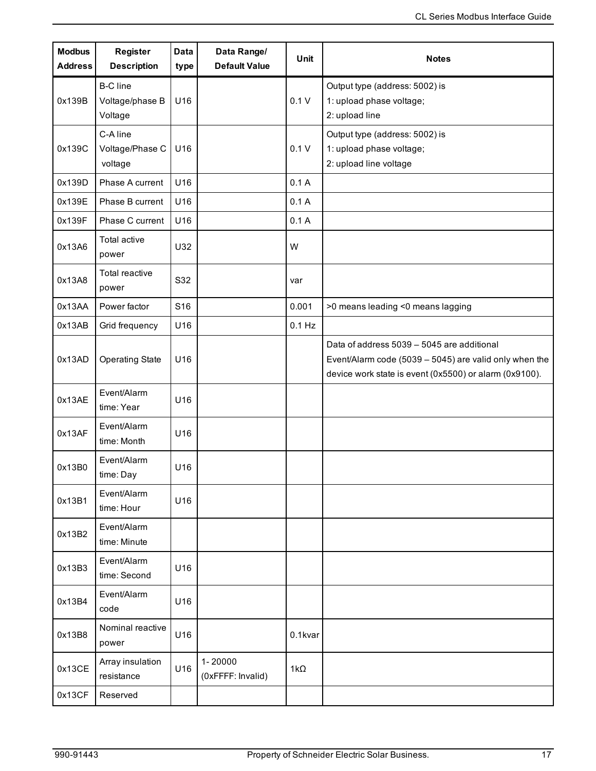| Modbus Address | Register Description | Data type | Data Range/ Default Value | Unit | Notes |
|---|---|---|---|---|---|
| 0x139B | B-C line Voltage/phase B Voltage | U16 | | 0.1 V | Output type (address: 5002) is<br>1: upload phase voltage;<br>2: upload line |
| 0x139C | C-A line Voltage/Phase C voltage | U16 | | 0.1 V | Output type (address: 5002) is<br>1: upload phase voltage;<br>2: upload line voltage |
| 0x139D | Phase A current | U16 | | 0.1 A | |
| 0x139E | Phase B current | U16 | | 0.1 A | |
| 0x139F | Phase C current | U16 | | 0.1 A | |
| 0x13A6 | Total active power | U32 | | W | |
| 0x13A8 | Total reactive power | S32 | | var | |
| 0x13AA | Power factor | S16 | | 0.001 | >0 means leading <0 means lagging |
| 0x13AB | Grid frequency | U16 | | 0.1 Hz | |
| 0x13AD | Operating State | U16 | | | Data of address 5039 – 5045 are additional Event/Alarm code (5039 – 5045) are valid only when the device work state is event (0x5500) or alarm (0x9100). |
| 0x13AE | Event/Alarm time: Year | U16 | | | |
| 0x13AF | Event/Alarm time: Month | U16 | | | |
| 0x13B0 | Event/Alarm time: Day | U16 | | | |
| 0x13B1 | Event/Alarm time: Hour | U16 | | | |
| 0x13B2 | Event/Alarm time: Minute | | | | |
| 0x13B3 | Event/Alarm time: Second | U16 | | | |
| 0x13B4 | Event/Alarm code | U16 | | | |
| 0x13B8 | Nominal reactive power | U16 | | 0.1kvar | |
| 0x13CE | Array insulation resistance | U16 | 1- 20000<br>(0xFFFF: Invalid) | 1kΩ | |
| 0x13CF | Reserved | | | | |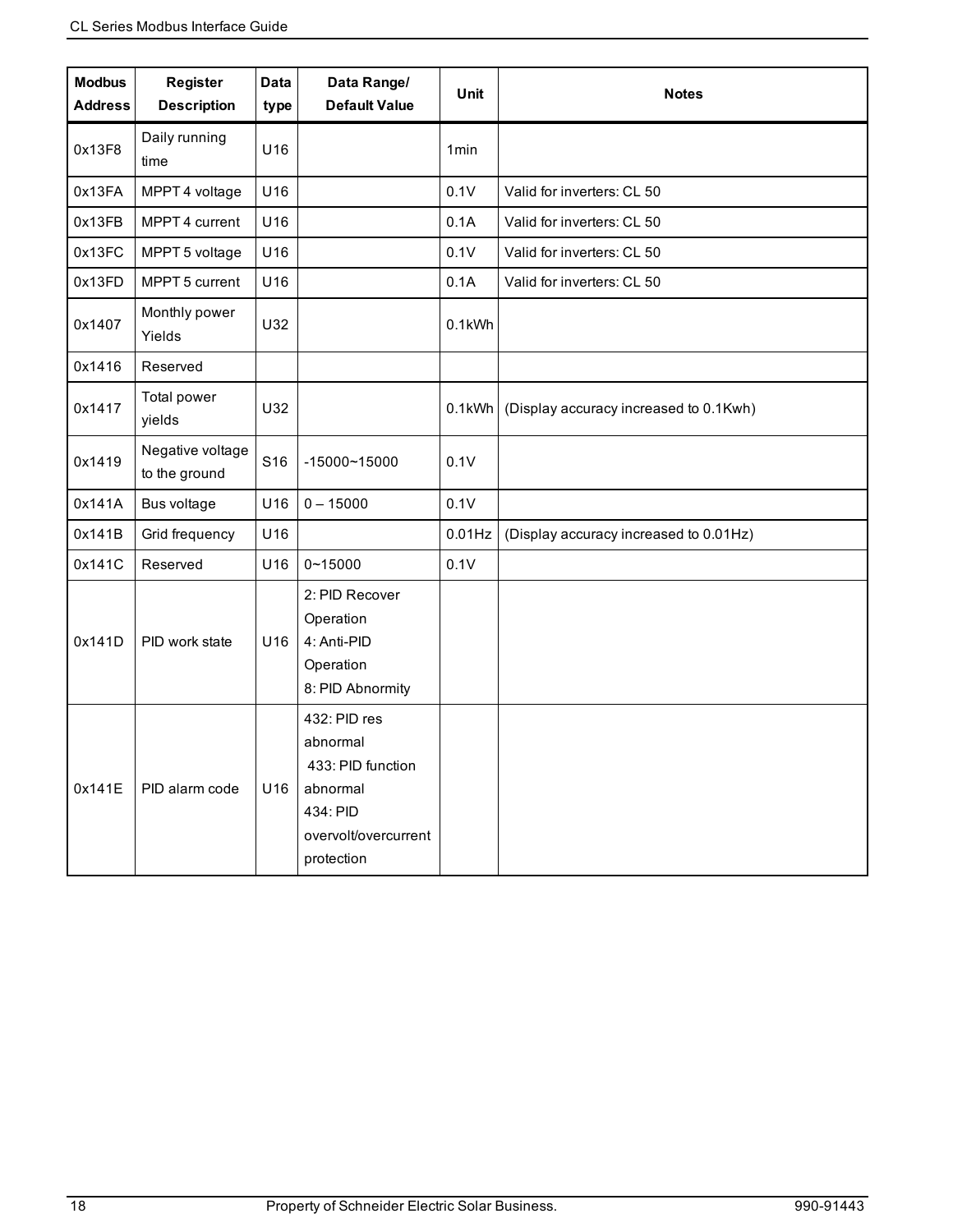| Modbus Address | Register Description | Data type | Data Range/ Default Value | Unit | Notes |
|---|---|---|---|---|---|
| 0x13F8 | Daily running time | U16 | | 1min | |
| 0x13FA | MPPT 4 voltage | U16 | | 0.1V | Valid for inverters: CL 50 |
| 0x13FB | MPPT 4 current | U16 | | 0.1A | Valid for inverters: CL 50 |
| 0x13FC | MPPT 5 voltage | U16 | | 0.1V | Valid for inverters: CL 50 |
| 0x13FD | MPPT 5 current | U16 | | 0.1A | Valid for inverters: CL 50 |
| 0x1407 | Monthly power Yields | U32 | | 0.1kWh | |
| 0x1416 | Reserved | | | | |
| 0x1417 | Total power yields | U32 | | 0.1kWh | (Display accuracy increased to 0.1Kwh) |
| 0x1419 | Negative voltage to the ground | S16 | -15000~15000 | 0.1V | |
| 0x141A | Bus voltage | U16 | 0 – 15000 | 0.1V | |
| 0x141B | Grid frequency | U16 | | 0.01Hz | (Display accuracy increased to 0.01Hz) |
| 0x141C | Reserved | U16 | 0~15000 | 0.1V | |
| 0x141D | PID work state | U16 | 2: PID Recover Operation<br>4: Anti-PID Operation<br>8: PID Abnormity | | |
| 0x141E | PID alarm code | U16 | 432: PID res abnormal<br>433: PID function abnormal<br>434: PID overvolt/overcurrent protection | | |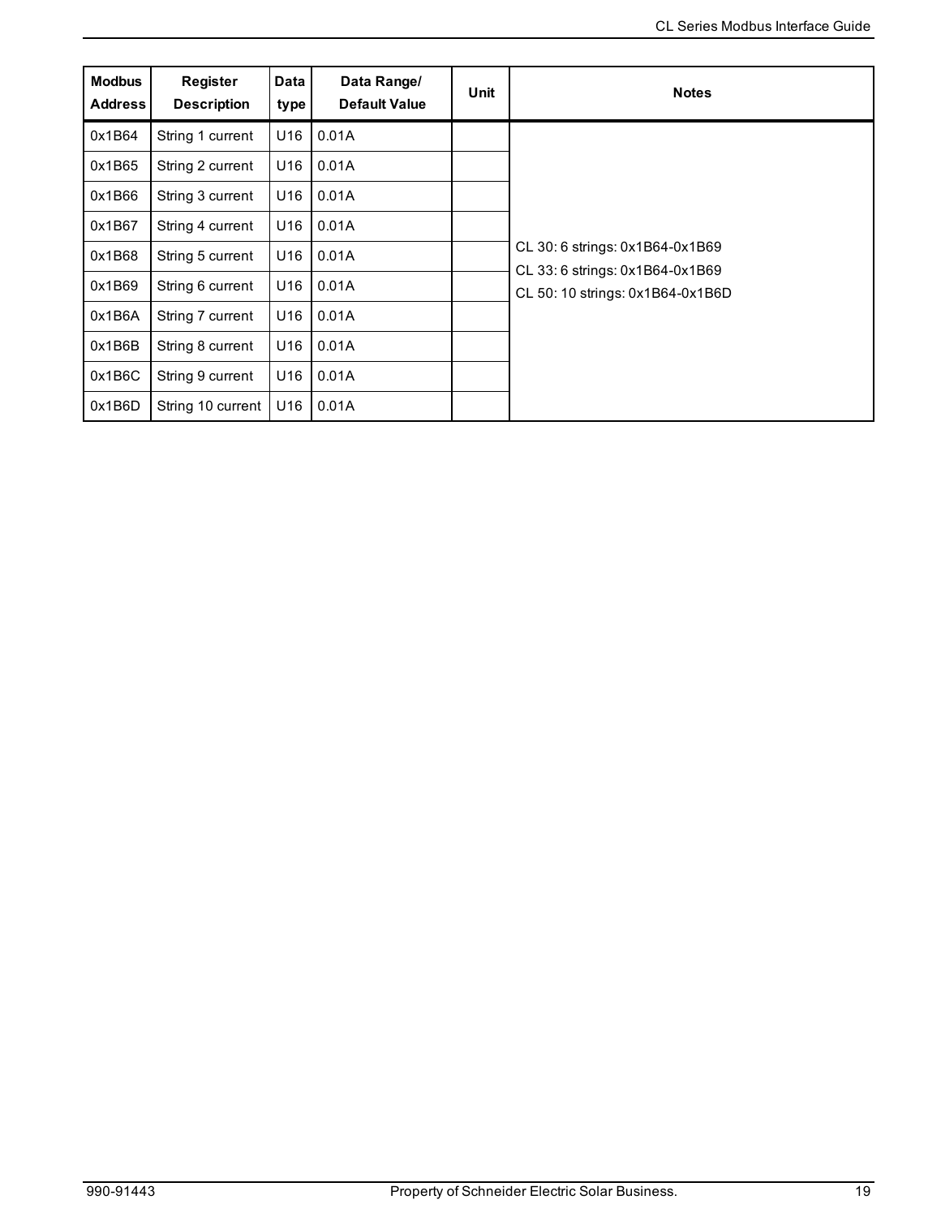| Modbus Address | Register Description | Data type | Data Range/ Default Value | Unit | Notes |
|---|---|---|---|---|---|
| 0x1B64 | String 1 current | U16 | 0.01A | | CL 30: 6 strings: 0x1B64-0x1B69<br>CL 33: 6 strings: 0x1B64-0x1B69<br>CL 50: 10 strings: 0x1B64-0x1B6D |
| 0x1B65 | String 2 current | U16 | 0.01A | | |
| 0x1B66 | String 3 current | U16 | 0.01A | | |
| 0x1B67 | String 4 current | U16 | 0.01A | | |
| 0x1B68 | String 5 current | U16 | 0.01A | | |
| 0x1B69 | String 6 current | U16 | 0.01A | | |
| 0x1B6A | String 7 current | U16 | 0.01A | | |
| 0x1B6B | String 8 current | U16 | 0.01A | | |
| 0x1B6C | String 9 current | U16 | 0.01A | | |
| 0x1B6D | String 10 current | U16 | 0.01A | | |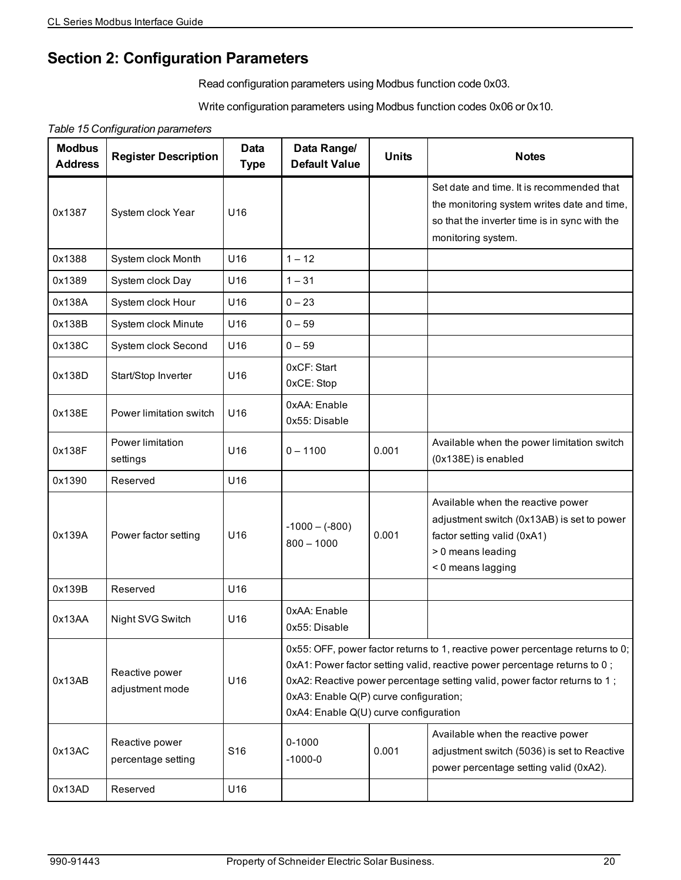# Section 2: Configuration Parameters

Read configuration parameters using Modbus function code 0x03.

Write configuration parameters using Modbus function codes 0x06 or 0x10.

*Table 15 Configuration parameters*

| Modbus Address | Register Description | Data Type | Data Range/ Default Value | Units | Notes |
|---|---|---|---|---|---|
| 0x1387 | System clock Year | U16 | | | Set date and time. It is recommended that the monitoring system writes date and time, so that the inverter time is in sync with the monitoring system. |
| 0x1388 | System clock Month | U16 | 1 – 12 | | |
| 0x1389 | System clock Day | U16 | 1 – 31 | | |
| 0x138A | System clock Hour | U16 | 0 – 23 | | |
| 0x138B | System clock Minute | U16 | 0 – 59 | | |
| 0x138C | System clock Second | U16 | 0 – 59 | | |
| 0x138D | Start/Stop Inverter | U16 | 0xCF: Start<br>0xCE: Stop | | |
| 0x138E | Power limitation switch | U16 | 0xAA: Enable<br>0x55: Disable | | |
| 0x138F | Power limitation settings | U16 | 0 – 1100 | 0.001 | Available when the power limitation switch (0x138E) is enabled |
| 0x1390 | Reserved | U16 | | | |
| 0x139A | Power factor setting | U16 | -1000 – (-800)<br>800 – 1000 | 0.001 | Available when the reactive power adjustment switch (0x13AB) is set to power factor setting valid (0xA1)<br>> 0 means leading<br>< 0 means lagging |
| 0x139B | Reserved | U16 | | | |
| 0x13AA | Night SVG Switch | U16 | 0xAA: Enable<br>0x55: Disable | | |
| 0x13AB | Reactive power adjustment mode | U16 | 0x55: OFF, power factor returns to 1, reactive power percentage returns to 0;<br>0xA1: Power factor setting valid, reactive power percentage returns to 0 ;<br>0xA2: Reactive power percentage setting valid, power factor returns to 1 ;<br>0xA3: Enable Q(P) curve configuration;<br>0xA4: Enable Q(U) curve configuration | | |
| 0x13AC | Reactive power percentage setting | S16 | 0-1000<br>-1000-0 | 0.001 | Available when the reactive power adjustment switch (5036) is set to Reactive power percentage setting valid (0xA2). |
| 0x13AD | Reserved | U16 | | | |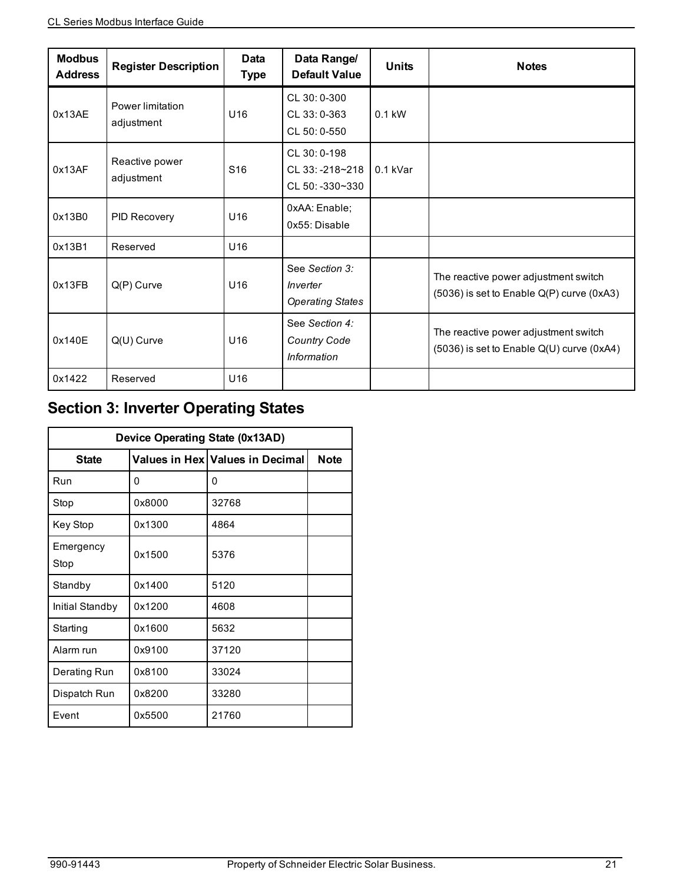| Modbus Address | Register Description | Data Type | Data Range/ Default Value | Units | Notes |
|---|---|---|---|---|---|
| 0x13AE | Power limitation adjustment | U16 | CL 30: 0-300<br>CL 33: 0-363<br>CL 50: 0-550 | 0.1 kW | |
| 0x13AF | Reactive power adjustment | S16 | CL 30: 0-198<br>CL 33: -218~218<br>CL 50: -330~330 | 0.1 kVar | |
| 0x13B0 | PID Recovery | U16 | 0xAA: Enable;<br>0x55: Disable | | |
| 0x13B1 | Reserved | U16 | | | |
| 0x13FB | Q(P) Curve | U16 | See *Section 3: Inverter Operating States* | | The reactive power adjustment switch (5036) is set to Enable Q(P) curve (0xA3) |
| 0x140E | Q(U) Curve | U16 | See *Section 4: Country Code Information* | | The reactive power adjustment switch (5036) is set to Enable Q(U) curve (0xA4) |
| 0x1422 | Reserved | U16 | | | |

## Section 3: Inverter Operating States

| Device Operating State (0x13AD) | | | |
|---|---|---|---|
| **State** | **Values in Hex** | **Values in Decimal** | **Note** |
| Run | 0 | 0 | |
| Stop | 0x8000 | 32768 | |
| Key Stop | 0x1300 | 4864 | |
| Emergency Stop | 0x1500 | 5376 | |
| Standby | 0x1400 | 5120 | |
| Initial Standby | 0x1200 | 4608 | |
| Starting | 0x1600 | 5632 | |
| Alarm run | 0x9100 | 37120 | |
| Derating Run | 0x8100 | 33024 | |
| Dispatch Run | 0x8200 | 33280 | |
| Event | 0x5500 | 21760 | |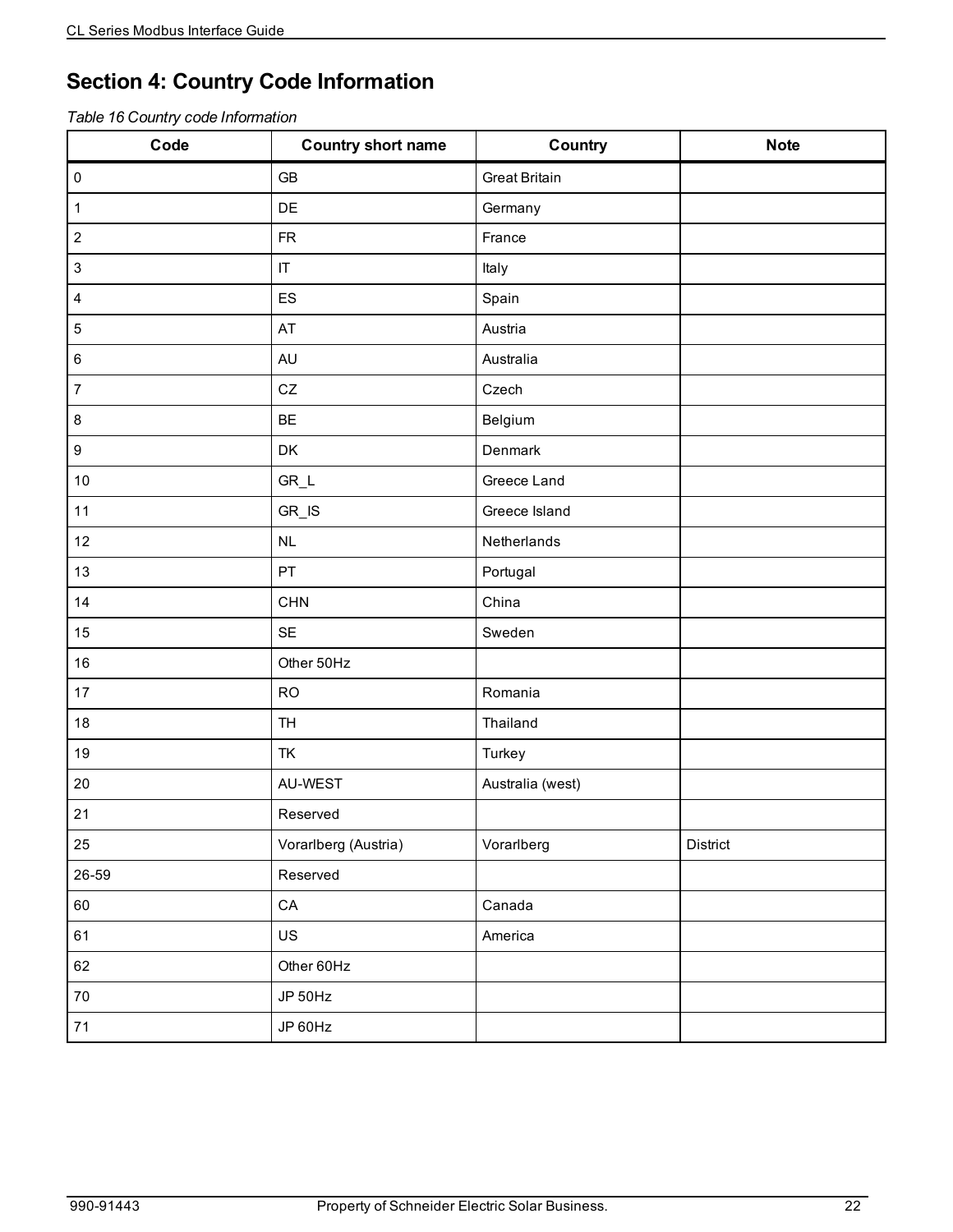# Section 4: Country Code Information

*Table 16 Country code Information*

| Code | Country short name | Country | Note |
|---|---|---|---|
| 0 | GB | Great Britain | |
| 1 | DE | Germany | |
| 2 | FR | France | |
| 3 | IT | Italy | |
| 4 | ES | Spain | |
| 5 | AT | Austria | |
| 6 | AU | Australia | |
| 7 | CZ | Czech | |
| 8 | BE | Belgium | |
| 9 | DK | Denmark | |
| 10 | GR_L | Greece Land | |
| 11 | GR_IS | Greece Island | |
| 12 | NL | Netherlands | |
| 13 | PT | Portugal | |
| 14 | CHN | China | |
| 15 | SE | Sweden | |
| 16 | Other 50Hz | | |
| 17 | RO | Romania | |
| 18 | TH | Thailand | |
| 19 | TK | Turkey | |
| 20 | AU-WEST | Australia (west) | |
| 21 | Reserved | | |
| 25 | Vorarlberg (Austria) | Vorarlberg | District |
| 26-59 | Reserved | | |
| 60 | CA | Canada | |
| 61 | US | America | |
| 62 | Other 60Hz | | |
| 70 | JP 50Hz | | |
| 71 | JP 60Hz | | |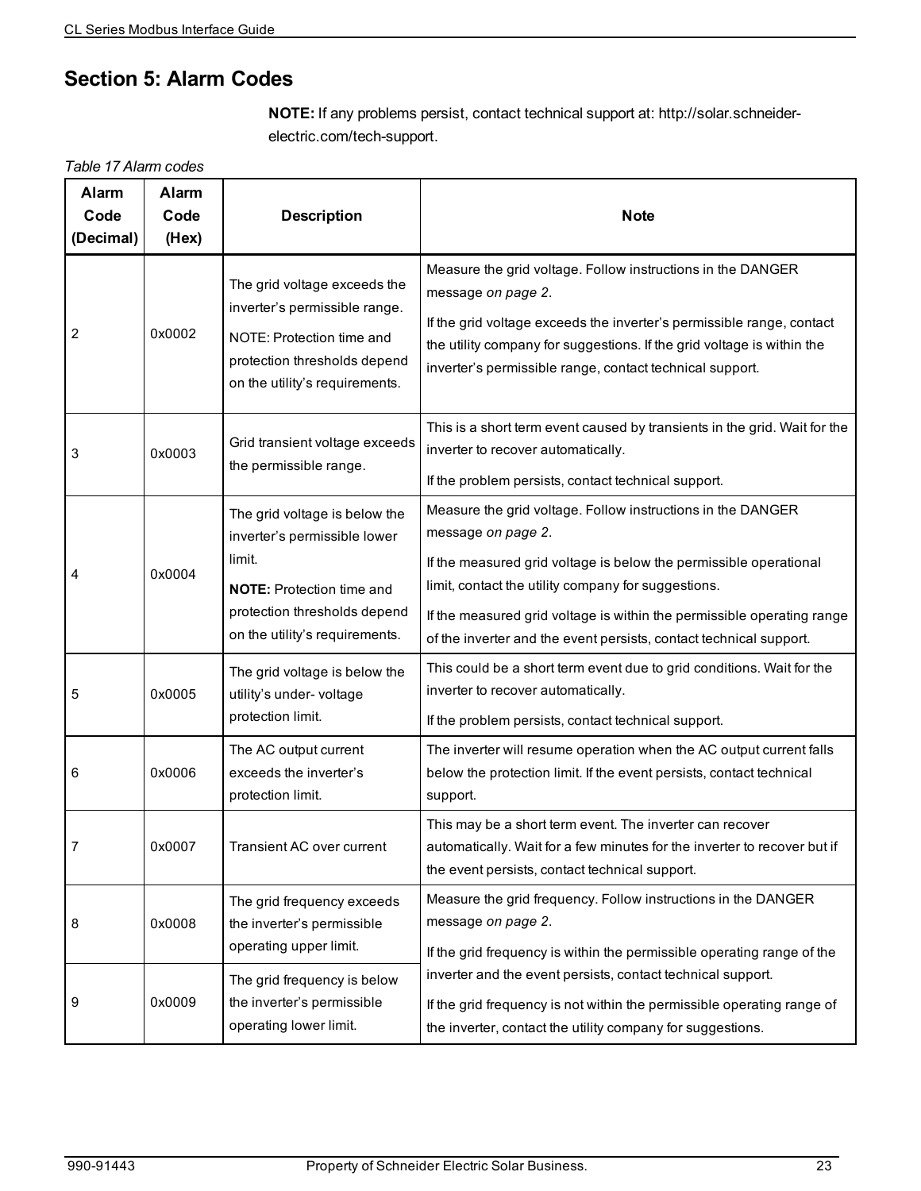# Section 5: Alarm Codes

**NOTE:** If any problems persist, contact technical support at: http://solar.schneider-electric.com/tech-support.

*Table 17 Alarm codes*

| Alarm Code (Decimal) | Alarm Code (Hex) | Description | Note |
|---|---|---|---|
| 2 | 0x0002 | The grid voltage exceeds the inverter's permissible range.<br>NOTE: Protection time and protection thresholds depend on the utility's requirements. | Measure the grid voltage. Follow instructions in the DANGER message *on page 2*.<br>If the grid voltage exceeds the inverter's permissible range, contact the utility company for suggestions. If the grid voltage is within the inverter's permissible range, contact technical support. |
| 3 | 0x0003 | Grid transient voltage exceeds the permissible range. | This is a short term event caused by transients in the grid. Wait for the inverter to recover automatically.<br>If the problem persists, contact technical support. |
| 4 | 0x0004 | The grid voltage is below the inverter's permissible lower limit.<br>**NOTE:** Protection time and protection thresholds depend on the utility's requirements. | Measure the grid voltage. Follow instructions in the DANGER message *on page 2*.<br>If the measured grid voltage is below the permissible operational limit, contact the utility company for suggestions.<br>If the measured grid voltage is within the permissible operating range of the inverter and the event persists, contact technical support. |
| 5 | 0x0005 | The grid voltage is below the utility's under- voltage protection limit. | This could be a short term event due to grid conditions. Wait for the inverter to recover automatically.<br>If the problem persists, contact technical support. |
| 6 | 0x0006 | The AC output current exceeds the inverter's protection limit. | The inverter will resume operation when the AC output current falls below the protection limit. If the event persists, contact technical support. |
| 7 | 0x0007 | Transient AC over current | This may be a short term event. The inverter can recover automatically. Wait for a few minutes for the inverter to recover but if the event persists, contact technical support. |
| 8 | 0x0008 | The grid frequency exceeds the inverter's permissible operating upper limit. | Measure the grid frequency. Follow instructions in the DANGER message *on page 2*.<br>If the grid frequency is within the permissible operating range of the inverter and the event persists, contact technical support.<br>If the grid frequency is not within the permissible operating range of the inverter, contact the utility company for suggestions. |
| 9 | 0x0009 | The grid frequency is below the inverter's permissible operating lower limit. | |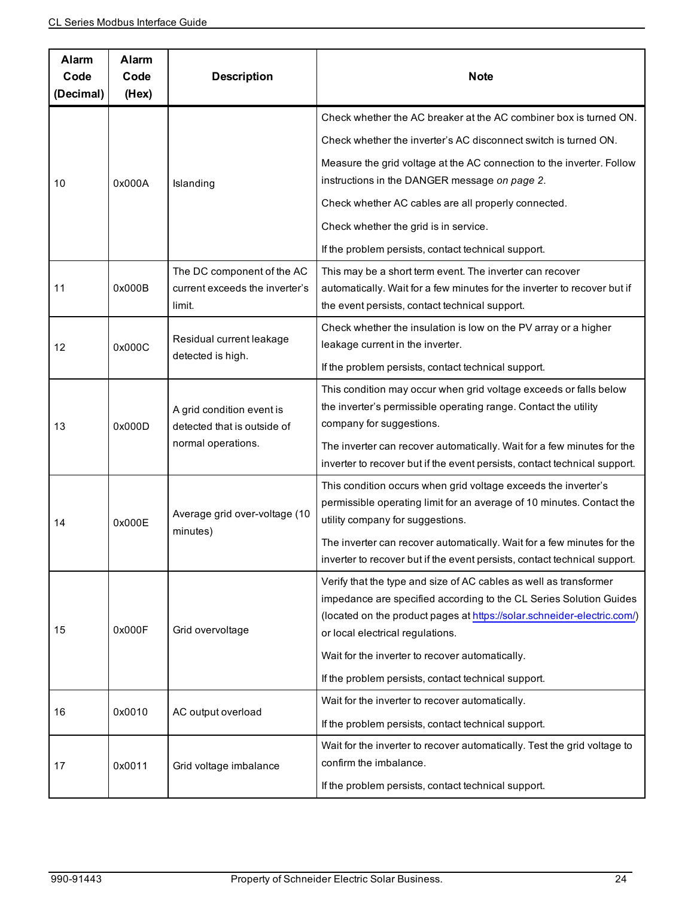| Alarm Code (Decimal) | Alarm Code (Hex) | Description | Note |
|---|---|---|---|
| 10 | 0x000A | Islanding | Check whether the AC breaker at the AC combiner box is turned ON.<br><br>Check whether the inverter's AC disconnect switch is turned ON.<br><br>Measure the grid voltage at the AC connection to the inverter. Follow instructions in the DANGER message *on page 2*.<br><br>Check whether AC cables are all properly connected.<br><br>Check whether the grid is in service.<br><br>If the problem persists, contact technical support. |
| 11 | 0x000B | The DC component of the AC current exceeds the inverter's limit. | This may be a short term event. The inverter can recover automatically. Wait for a few minutes for the inverter to recover but if the event persists, contact technical support. |
| 12 | 0x000C | Residual current leakage detected is high. | Check whether the insulation is low on the PV array or a higher leakage current in the inverter.<br><br>If the problem persists, contact technical support. |
| 13 | 0x000D | A grid condition event is detected that is outside of normal operations. | This condition may occur when grid voltage exceeds or falls below the inverter's permissible operating range. Contact the utility company for suggestions.<br><br>The inverter can recover automatically. Wait for a few minutes for the inverter to recover but if the event persists, contact technical support. |
| 14 | 0x000E | Average grid over-voltage (10 minutes) | This condition occurs when grid voltage exceeds the inverter's permissible operating limit for an average of 10 minutes. Contact the utility company for suggestions.<br><br>The inverter can recover automatically. Wait for a few minutes for the inverter to recover but if the event persists, contact technical support. |
| 15 | 0x000F | Grid overvoltage | Verify that the type and size of AC cables as well as transformer impedance are specified according to the CL Series Solution Guides (located on the product pages at https://solar.schneider-electric.com/) or local electrical regulations.<br><br>Wait for the inverter to recover automatically.<br><br>If the problem persists, contact technical support. |
| 16 | 0x0010 | AC output overload | Wait for the inverter to recover automatically.<br><br>If the problem persists, contact technical support. |
| 17 | 0x0011 | Grid voltage imbalance | Wait for the inverter to recover automatically. Test the grid voltage to confirm the imbalance.<br><br>If the problem persists, contact technical support. |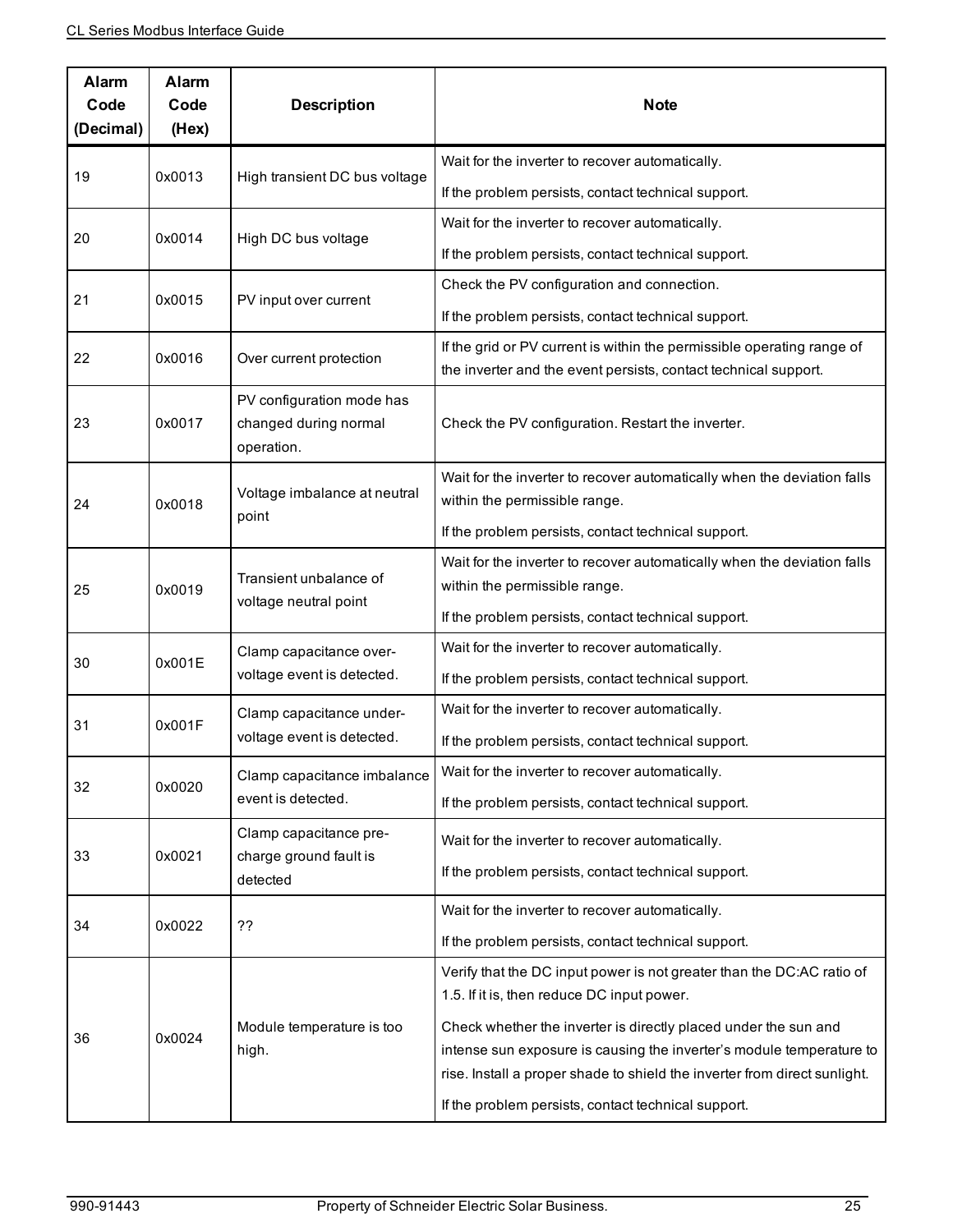| Alarm Code (Decimal) | Alarm Code (Hex) | Description | Note |
|---|---|---|---|
| 19 | 0x0013 | High transient DC bus voltage | Wait for the inverter to recover automatically.<br>If the problem persists, contact technical support. |
| 20 | 0x0014 | High DC bus voltage | Wait for the inverter to recover automatically.<br>If the problem persists, contact technical support. |
| 21 | 0x0015 | PV input over current | Check the PV configuration and connection.<br>If the problem persists, contact technical support. |
| 22 | 0x0016 | Over current protection | If the grid or PV current is within the permissible operating range of the inverter and the event persists, contact technical support. |
| 23 | 0x0017 | PV configuration mode has changed during normal operation. | Check the PV configuration. Restart the inverter. |
| 24 | 0x0018 | Voltage imbalance at neutral point | Wait for the inverter to recover automatically when the deviation falls within the permissible range.<br>If the problem persists, contact technical support. |
| 25 | 0x0019 | Transient unbalance of voltage neutral point | Wait for the inverter to recover automatically when the deviation falls within the permissible range.<br>If the problem persists, contact technical support. |
| 30 | 0x001E | Clamp capacitance over-voltage event is detected. | Wait for the inverter to recover automatically.<br>If the problem persists, contact technical support. |
| 31 | 0x001F | Clamp capacitance under-voltage event is detected. | Wait for the inverter to recover automatically.<br>If the problem persists, contact technical support. |
| 32 | 0x0020 | Clamp capacitance imbalance event is detected. | Wait for the inverter to recover automatically.<br>If the problem persists, contact technical support. |
| 33 | 0x0021 | Clamp capacitance pre-charge ground fault is detected | Wait for the inverter to recover automatically.<br>If the problem persists, contact technical support. |
| 34 | 0x0022 | ?? | Wait for the inverter to recover automatically.<br>If the problem persists, contact technical support. |
| 36 | 0x0024 | Module temperature is too high. | Verify that the DC input power is not greater than the DC:AC ratio of 1.5. If it is, then reduce DC input power.<br>Check whether the inverter is directly placed under the sun and intense sun exposure is causing the inverter's module temperature to rise. Install a proper shade to shield the inverter from direct sunlight.<br>If the problem persists, contact technical support. |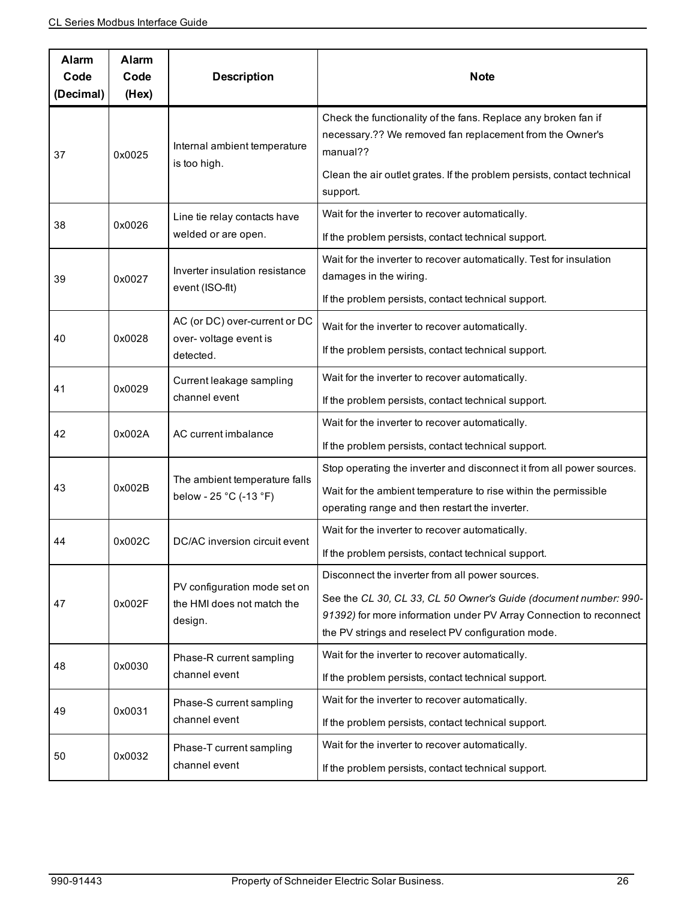| Alarm Code (Decimal) | Alarm Code (Hex) | Description | Note |
|---|---|---|---|
| 37 | 0x0025 | Internal ambient temperature is too high. | Check the functionality of the fans. Replace any broken fan if necessary.?? We removed fan replacement from the Owner's manual??<br><br>Clean the air outlet grates. If the problem persists, contact technical support. |
| 38 | 0x0026 | Line tie relay contacts have welded or are open. | Wait for the inverter to recover automatically.<br><br>If the problem persists, contact technical support. |
| 39 | 0x0027 | Inverter insulation resistance event (ISO-flt) | Wait for the inverter to recover automatically. Test for insulation damages in the wiring.<br><br>If the problem persists, contact technical support. |
| 40 | 0x0028 | AC (or DC) over-current or DC over- voltage event is detected. | Wait for the inverter to recover automatically.<br><br>If the problem persists, contact technical support. |
| 41 | 0x0029 | Current leakage sampling channel event | Wait for the inverter to recover automatically.<br><br>If the problem persists, contact technical support. |
| 42 | 0x002A | AC current imbalance | Wait for the inverter to recover automatically.<br><br>If the problem persists, contact technical support. |
| 43 | 0x002B | The ambient temperature falls below - 25 °C (-13 °F) | Stop operating the inverter and disconnect it from all power sources.<br><br>Wait for the ambient temperature to rise within the permissible operating range and then restart the inverter. |
| 44 | 0x002C | DC/AC inversion circuit event | Wait for the inverter to recover automatically.<br><br>If the problem persists, contact technical support. |
| 47 | 0x002F | PV configuration mode set on the HMI does not match the design. | Disconnect the inverter from all power sources.<br><br>See the *CL 30, CL 33, CL 50 Owner's Guide (document number: 990-91392)* for more information under PV Array Connection to reconnect the PV strings and reselect PV configuration mode. |
| 48 | 0x0030 | Phase-R current sampling channel event | Wait for the inverter to recover automatically.<br><br>If the problem persists, contact technical support. |
| 49 | 0x0031 | Phase-S current sampling channel event | Wait for the inverter to recover automatically.<br><br>If the problem persists, contact technical support. |
| 50 | 0x0032 | Phase-T current sampling channel event | Wait for the inverter to recover automatically.<br><br>If the problem persists, contact technical support. |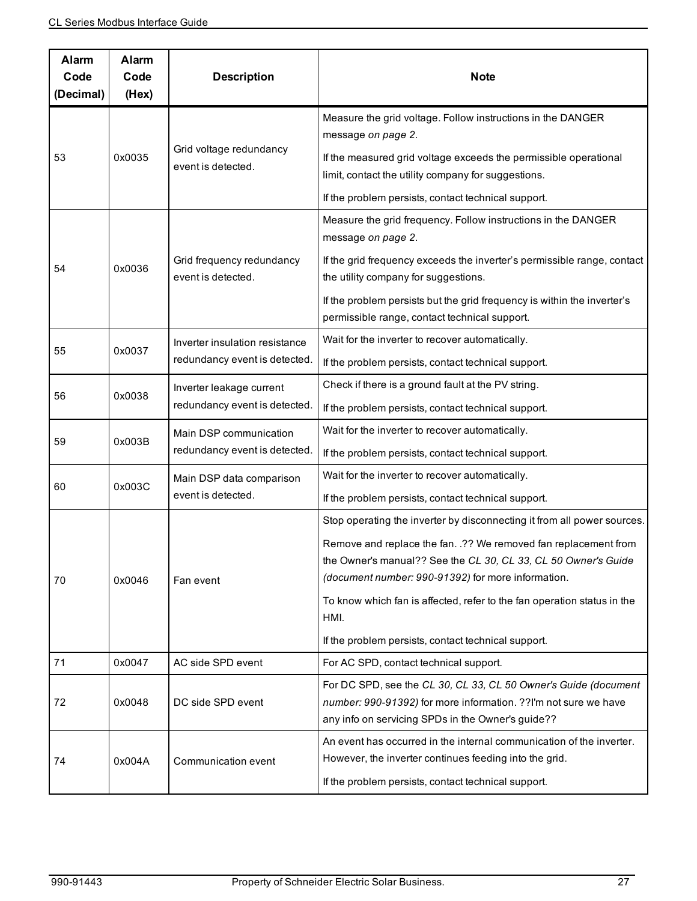| Alarm Code (Decimal) | Alarm Code (Hex) | Description | Note |
|---|---|---|---|
| 53 | 0x0035 | Grid voltage redundancy event is detected. | Measure the grid voltage. Follow instructions in the DANGER message *on page 2*.<br>If the measured grid voltage exceeds the permissible operational limit, contact the utility company for suggestions.<br>If the problem persists, contact technical support. |
| 54 | 0x0036 | Grid frequency redundancy event is detected. | Measure the grid frequency. Follow instructions in the DANGER message *on page 2*.<br>If the grid frequency exceeds the inverter's permissible range, contact the utility company for suggestions.<br>If the problem persists but the grid frequency is within the inverter's permissible range, contact technical support. |
| 55 | 0x0037 | Inverter insulation resistance redundancy event is detected. | Wait for the inverter to recover automatically.<br>If the problem persists, contact technical support. |
| 56 | 0x0038 | Inverter leakage current redundancy event is detected. | Check if there is a ground fault at the PV string.<br>If the problem persists, contact technical support. |
| 59 | 0x003B | Main DSP communication redundancy event is detected. | Wait for the inverter to recover automatically.<br>If the problem persists, contact technical support. |
| 60 | 0x003C | Main DSP data comparison event is detected. | Wait for the inverter to recover automatically.<br>If the problem persists, contact technical support. |
| 70 | 0x0046 | Fan event | Stop operating the inverter by disconnecting it from all power sources.<br>Remove and replace the fan. .?? We removed fan replacement from the Owner's manual?? See the *CL 30, CL 33, CL 50 Owner's Guide (document number: 990-91392)* for more information.<br>To know which fan is affected, refer to the fan operation status in the HMI.<br>If the problem persists, contact technical support. |
| 71 | 0x0047 | AC side SPD event | For AC SPD, contact technical support. |
| 72 | 0x0048 | DC side SPD event | For DC SPD, see the *CL 30, CL 33, CL 50 Owner's Guide (document number: 990-91392)* for more information. ??I'm not sure we have any info on servicing SPDs in the Owner's guide?? |
| 74 | 0x004A | Communication event | An event has occurred in the internal communication of the inverter. However, the inverter continues feeding into the grid.<br>If the problem persists, contact technical support. |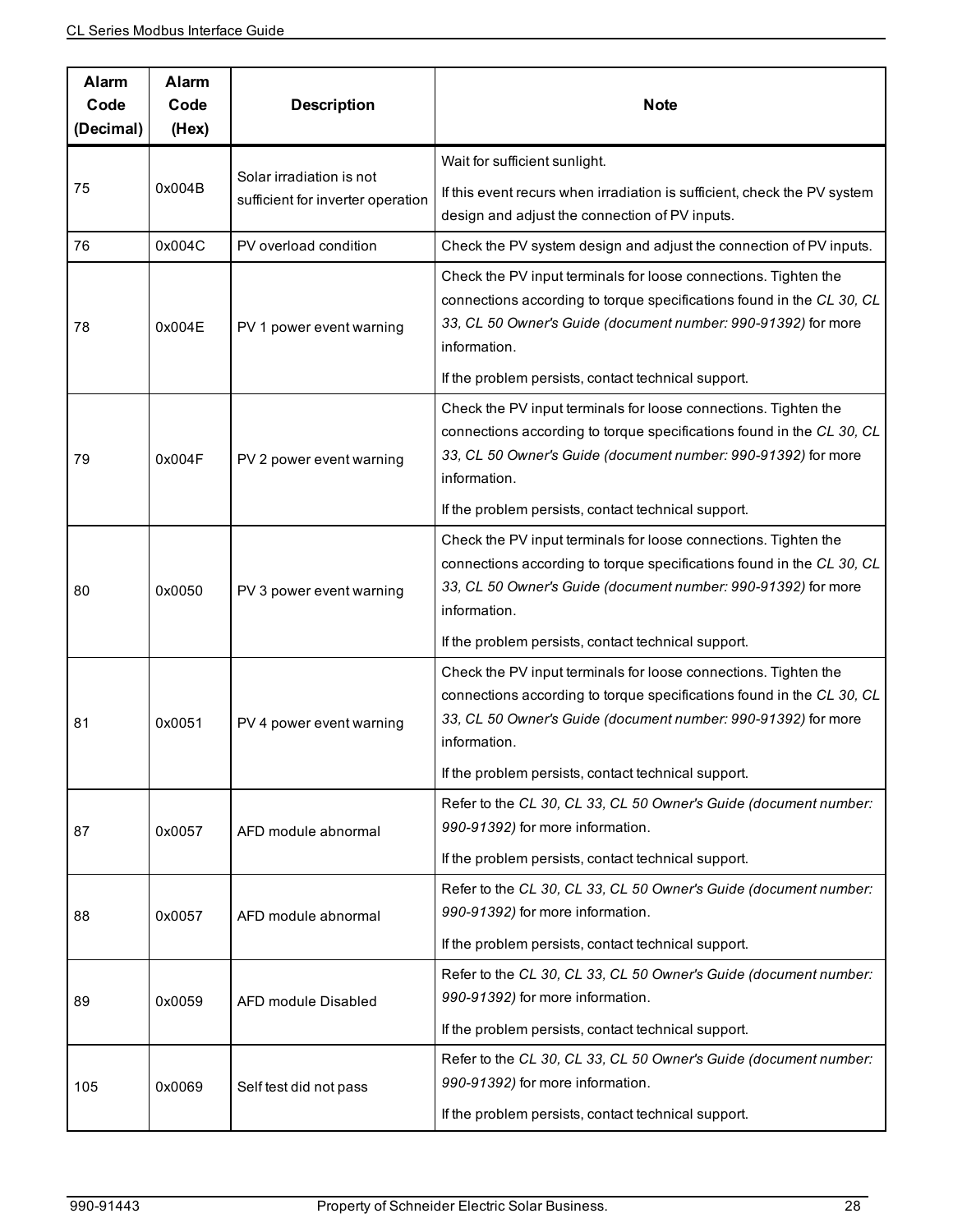| Alarm Code (Decimal) | Alarm Code (Hex) | Description | Note |
|---|---|---|---|
| 75 | 0x004B | Solar irradiation is not sufficient for inverter operation | Wait for sufficient sunlight.<br><br>If this event recurs when irradiation is sufficient, check the PV system design and adjust the connection of PV inputs. |
| 76 | 0x004C | PV overload condition | Check the PV system design and adjust the connection of PV inputs. |
| 78 | 0x004E | PV 1 power event warning | Check the PV input terminals for loose connections. Tighten the connections according to torque specifications found in the *CL 30, CL 33, CL 50 Owner's Guide (document number: 990-91392)* for more information.<br><br>If the problem persists, contact technical support. |
| 79 | 0x004F | PV 2 power event warning | Check the PV input terminals for loose connections. Tighten the connections according to torque specifications found in the *CL 30, CL 33, CL 50 Owner's Guide (document number: 990-91392)* for more information.<br><br>If the problem persists, contact technical support. |
| 80 | 0x0050 | PV 3 power event warning | Check the PV input terminals for loose connections. Tighten the connections according to torque specifications found in the *CL 30, CL 33, CL 50 Owner's Guide (document number: 990-91392)* for more information.<br><br>If the problem persists, contact technical support. |
| 81 | 0x0051 | PV 4 power event warning | Check the PV input terminals for loose connections. Tighten the connections according to torque specifications found in the *CL 30, CL 33, CL 50 Owner's Guide (document number: 990-91392)* for more information.<br><br>If the problem persists, contact technical support. |
| 87 | 0x0057 | AFD module abnormal | Refer to the *CL 30, CL 33, CL 50 Owner's Guide (document number: 990-91392)* for more information.<br><br>If the problem persists, contact technical support. |
| 88 | 0x0057 | AFD module abnormal | Refer to the *CL 30, CL 33, CL 50 Owner's Guide (document number: 990-91392)* for more information.<br><br>If the problem persists, contact technical support. |
| 89 | 0x0059 | AFD module Disabled | Refer to the *CL 30, CL 33, CL 50 Owner's Guide (document number: 990-91392)* for more information.<br><br>If the problem persists, contact technical support. |
| 105 | 0x0069 | Self test did not pass | Refer to the *CL 30, CL 33, CL 50 Owner's Guide (document number: 990-91392)* for more information.<br><br>If the problem persists, contact technical support. |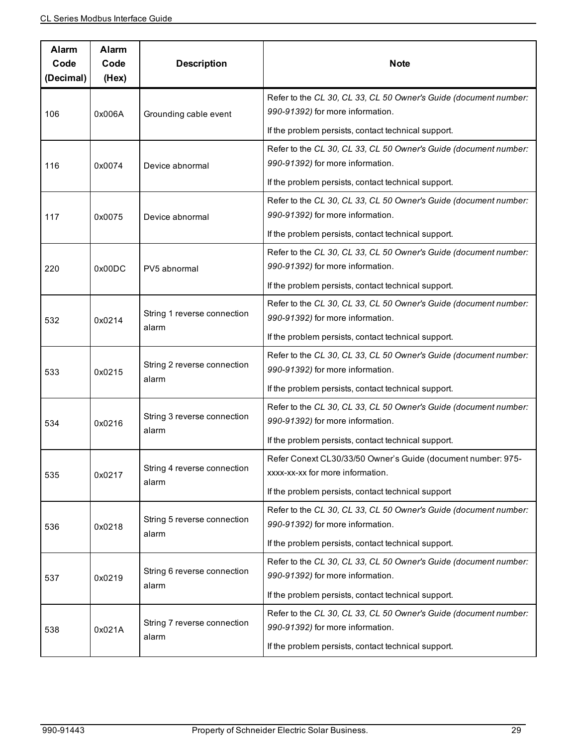| Alarm Code (Decimal) | Alarm Code (Hex) | Description | Note |
|---|---|---|---|
| 106 | 0x006A | Grounding cable event | Refer to the *CL 30, CL 33, CL 50 Owner's Guide (document number: 990-91392)* for more information.<br>If the problem persists, contact technical support. |
| 116 | 0x0074 | Device abnormal | Refer to the *CL 30, CL 33, CL 50 Owner's Guide (document number: 990-91392)* for more information.<br>If the problem persists, contact technical support. |
| 117 | 0x0075 | Device abnormal | Refer to the *CL 30, CL 33, CL 50 Owner's Guide (document number: 990-91392)* for more information.<br>If the problem persists, contact technical support. |
| 220 | 0x00DC | PV5 abnormal | Refer to the *CL 30, CL 33, CL 50 Owner's Guide (document number: 990-91392)* for more information.<br>If the problem persists, contact technical support. |
| 532 | 0x0214 | String 1 reverse connection alarm | Refer to the *CL 30, CL 33, CL 50 Owner's Guide (document number: 990-91392)* for more information.<br>If the problem persists, contact technical support. |
| 533 | 0x0215 | String 2 reverse connection alarm | Refer to the *CL 30, CL 33, CL 50 Owner's Guide (document number: 990-91392)* for more information.<br>If the problem persists, contact technical support. |
| 534 | 0x0216 | String 3 reverse connection alarm | Refer to the *CL 30, CL 33, CL 50 Owner's Guide (document number: 990-91392)* for more information.<br>If the problem persists, contact technical support. |
| 535 | 0x0217 | String 4 reverse connection alarm | Refer Conext CL30/33/50 Owner's Guide (document number: 975-xxxx-xx-xx for more information.<br>If the problem persists, contact technical support |
| 536 | 0x0218 | String 5 reverse connection alarm | Refer to the *CL 30, CL 33, CL 50 Owner's Guide (document number: 990-91392)* for more information.<br>If the problem persists, contact technical support. |
| 537 | 0x0219 | String 6 reverse connection alarm | Refer to the *CL 30, CL 33, CL 50 Owner's Guide (document number: 990-91392)* for more information.<br>If the problem persists, contact technical support. |
| 538 | 0x021A | String 7 reverse connection alarm | Refer to the *CL 30, CL 33, CL 50 Owner's Guide (document number: 990-91392)* for more information.<br>If the problem persists, contact technical support. |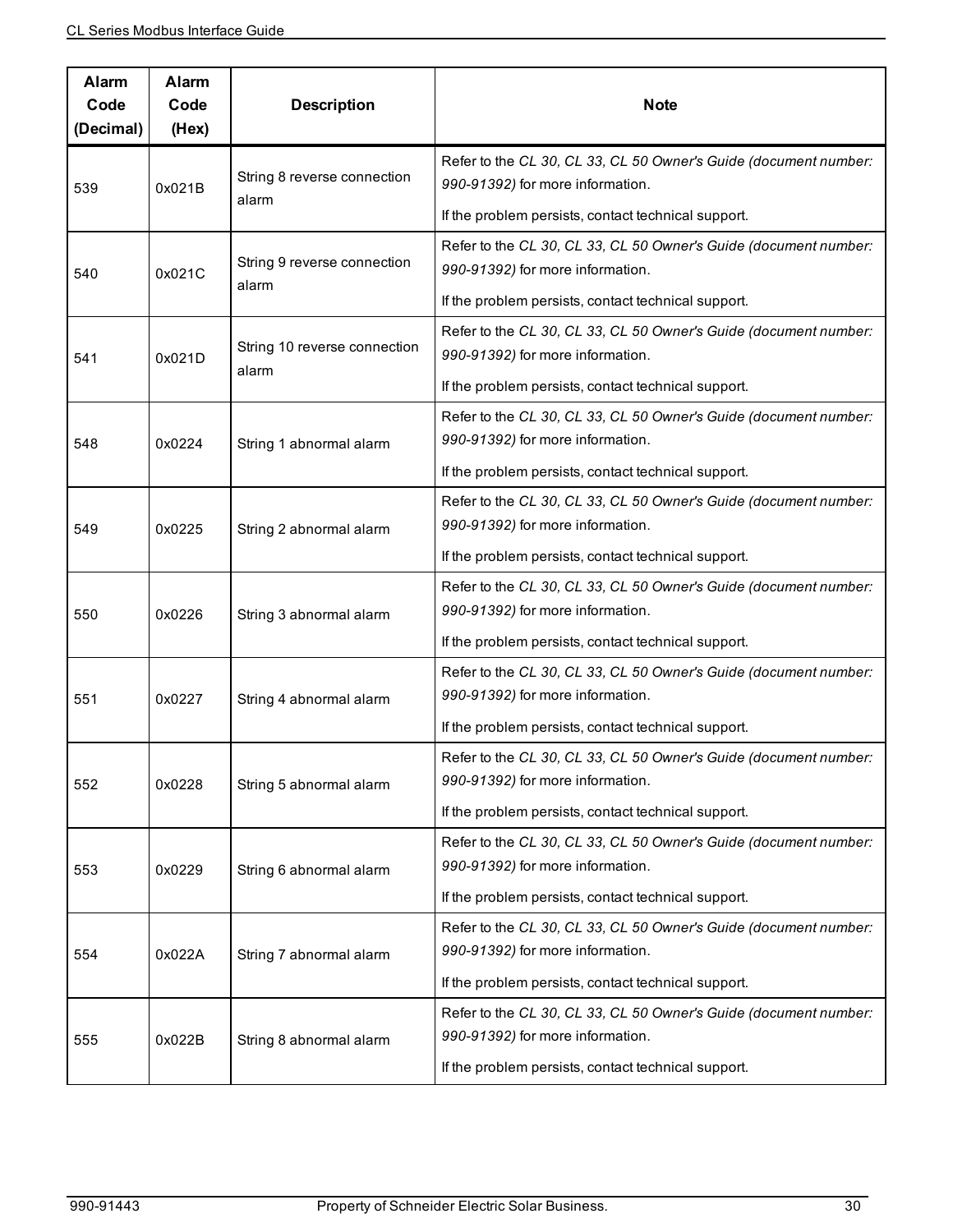| Alarm Code (Decimal) | Alarm Code (Hex) | Description | Note |
|---|---|---|---|
| 539 | 0x021B | String 8 reverse connection alarm | Refer to the *CL 30, CL 33, CL 50 Owner's Guide (document number: 990-91392)* for more information.<br><br>If the problem persists, contact technical support. |
| 540 | 0x021C | String 9 reverse connection alarm | Refer to the *CL 30, CL 33, CL 50 Owner's Guide (document number: 990-91392)* for more information.<br><br>If the problem persists, contact technical support. |
| 541 | 0x021D | String 10 reverse connection alarm | Refer to the *CL 30, CL 33, CL 50 Owner's Guide (document number: 990-91392)* for more information.<br><br>If the problem persists, contact technical support. |
| 548 | 0x0224 | String 1 abnormal alarm | Refer to the *CL 30, CL 33, CL 50 Owner's Guide (document number: 990-91392)* for more information.<br><br>If the problem persists, contact technical support. |
| 549 | 0x0225 | String 2 abnormal alarm | Refer to the *CL 30, CL 33, CL 50 Owner's Guide (document number: 990-91392)* for more information.<br><br>If the problem persists, contact technical support. |
| 550 | 0x0226 | String 3 abnormal alarm | Refer to the *CL 30, CL 33, CL 50 Owner's Guide (document number: 990-91392)* for more information.<br><br>If the problem persists, contact technical support. |
| 551 | 0x0227 | String 4 abnormal alarm | Refer to the *CL 30, CL 33, CL 50 Owner's Guide (document number: 990-91392)* for more information.<br><br>If the problem persists, contact technical support. |
| 552 | 0x0228 | String 5 abnormal alarm | Refer to the *CL 30, CL 33, CL 50 Owner's Guide (document number: 990-91392)* for more information.<br><br>If the problem persists, contact technical support. |
| 553 | 0x0229 | String 6 abnormal alarm | Refer to the *CL 30, CL 33, CL 50 Owner's Guide (document number: 990-91392)* for more information.<br><br>If the problem persists, contact technical support. |
| 554 | 0x022A | String 7 abnormal alarm | Refer to the *CL 30, CL 33, CL 50 Owner's Guide (document number: 990-91392)* for more information.<br><br>If the problem persists, contact technical support. |
| 555 | 0x022B | String 8 abnormal alarm | Refer to the *CL 30, CL 33, CL 50 Owner's Guide (document number: 990-91392)* for more information.<br><br>If the problem persists, contact technical support. |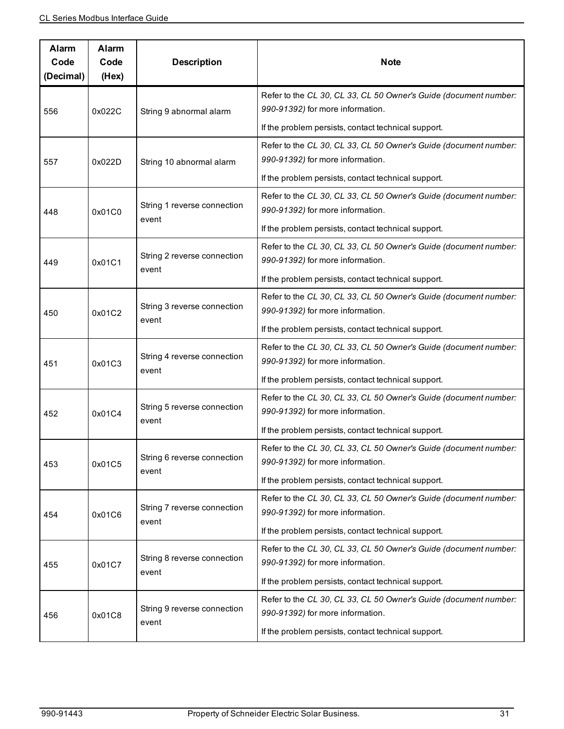| Alarm Code (Decimal) | Alarm Code (Hex) | Description | Note |
|---|---|---|---|
| 556 | 0x022C | String 9 abnormal alarm | Refer to the *CL 30, CL 33, CL 50 Owner's Guide (document number: 990-91392)* for more information.<br>If the problem persists, contact technical support. |
| 557 | 0x022D | String 10 abnormal alarm | Refer to the *CL 30, CL 33, CL 50 Owner's Guide (document number: 990-91392)* for more information.<br>If the problem persists, contact technical support. |
| 448 | 0x01C0 | String 1 reverse connection event | Refer to the *CL 30, CL 33, CL 50 Owner's Guide (document number: 990-91392)* for more information.<br>If the problem persists, contact technical support. |
| 449 | 0x01C1 | String 2 reverse connection event | Refer to the *CL 30, CL 33, CL 50 Owner's Guide (document number: 990-91392)* for more information.<br>If the problem persists, contact technical support. |
| 450 | 0x01C2 | String 3 reverse connection event | Refer to the *CL 30, CL 33, CL 50 Owner's Guide (document number: 990-91392)* for more information.<br>If the problem persists, contact technical support. |
| 451 | 0x01C3 | String 4 reverse connection event | Refer to the *CL 30, CL 33, CL 50 Owner's Guide (document number: 990-91392)* for more information.<br>If the problem persists, contact technical support. |
| 452 | 0x01C4 | String 5 reverse connection event | Refer to the *CL 30, CL 33, CL 50 Owner's Guide (document number: 990-91392)* for more information.<br>If the problem persists, contact technical support. |
| 453 | 0x01C5 | String 6 reverse connection event | Refer to the *CL 30, CL 33, CL 50 Owner's Guide (document number: 990-91392)* for more information.<br>If the problem persists, contact technical support. |
| 454 | 0x01C6 | String 7 reverse connection event | Refer to the *CL 30, CL 33, CL 50 Owner's Guide (document number: 990-91392)* for more information.<br>If the problem persists, contact technical support. |
| 455 | 0x01C7 | String 8 reverse connection event | Refer to the *CL 30, CL 33, CL 50 Owner's Guide (document number: 990-91392)* for more information.<br>If the problem persists, contact technical support. |
| 456 | 0x01C8 | String 9 reverse connection event | Refer to the *CL 30, CL 33, CL 50 Owner's Guide (document number: 990-91392)* for more information.<br>If the problem persists, contact technical support. |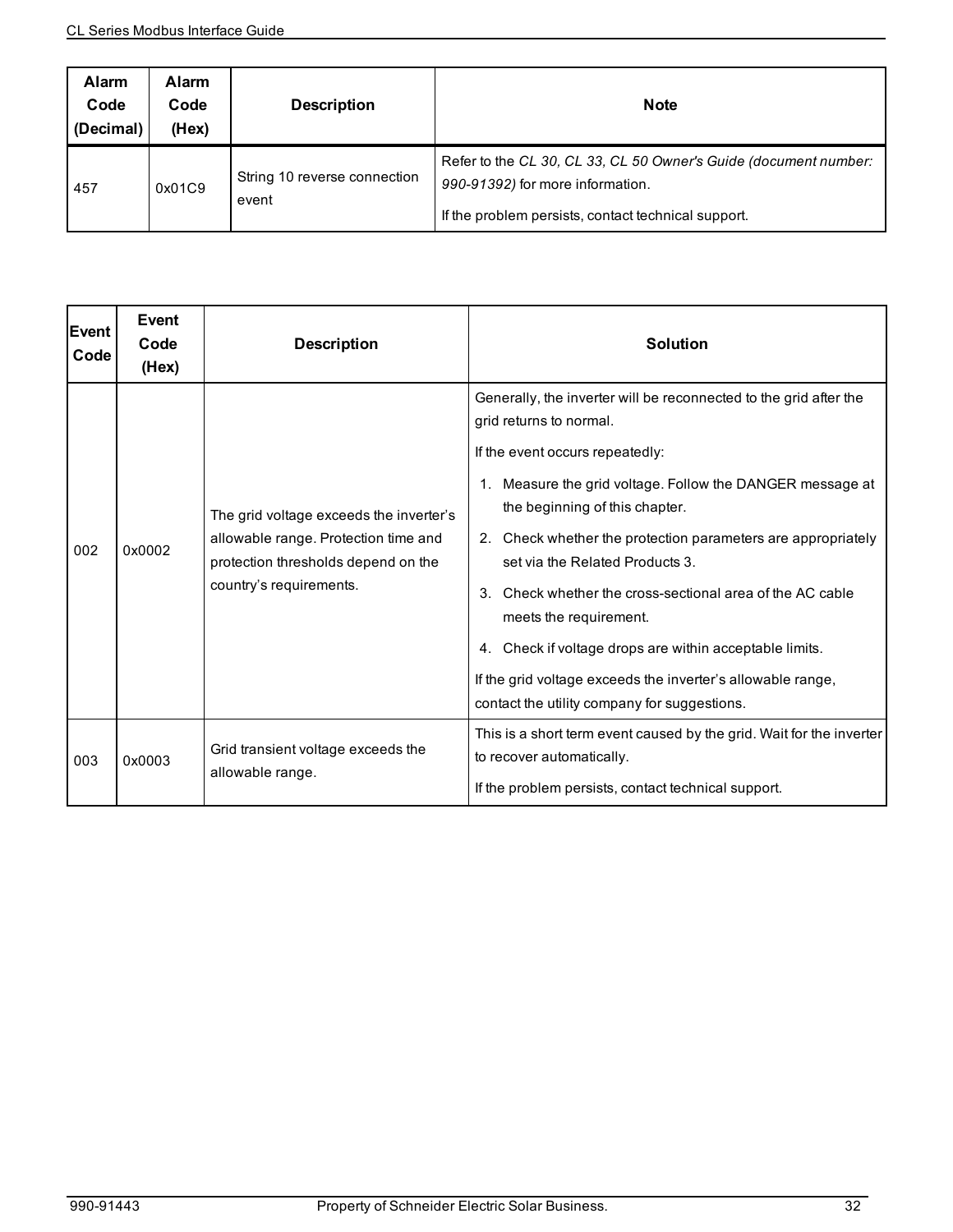| Alarm Code (Decimal) | Alarm Code (Hex) | Description | Note |
|---|---|---|---|
| 457 | 0x01C9 | String 10 reverse connection event | Refer to the *CL 30, CL 33, CL 50 Owner's Guide (document number: 990-91392)* for more information.<br>If the problem persists, contact technical support. |

| Event Code | Event Code (Hex) | Description | Solution |
|---|---|---|---|
| 002 | 0x0002 | The grid voltage exceeds the inverter's allowable range. Protection time and protection thresholds depend on the country's requirements. | Generally, the inverter will be reconnected to the grid after the grid returns to normal.<br>If the event occurs repeatedly:<br>1. Measure the grid voltage. Follow the DANGER message at the beginning of this chapter.<br>2. Check whether the protection parameters are appropriately set via the Related Products 3.<br>3. Check whether the cross-sectional area of the AC cable meets the requirement.<br>4. Check if voltage drops are within acceptable limits.<br>If the grid voltage exceeds the inverter's allowable range, contact the utility company for suggestions. |
| 003 | 0x0003 | Grid transient voltage exceeds the allowable range. | This is a short term event caused by the grid. Wait for the inverter to recover automatically.<br>If the problem persists, contact technical support. |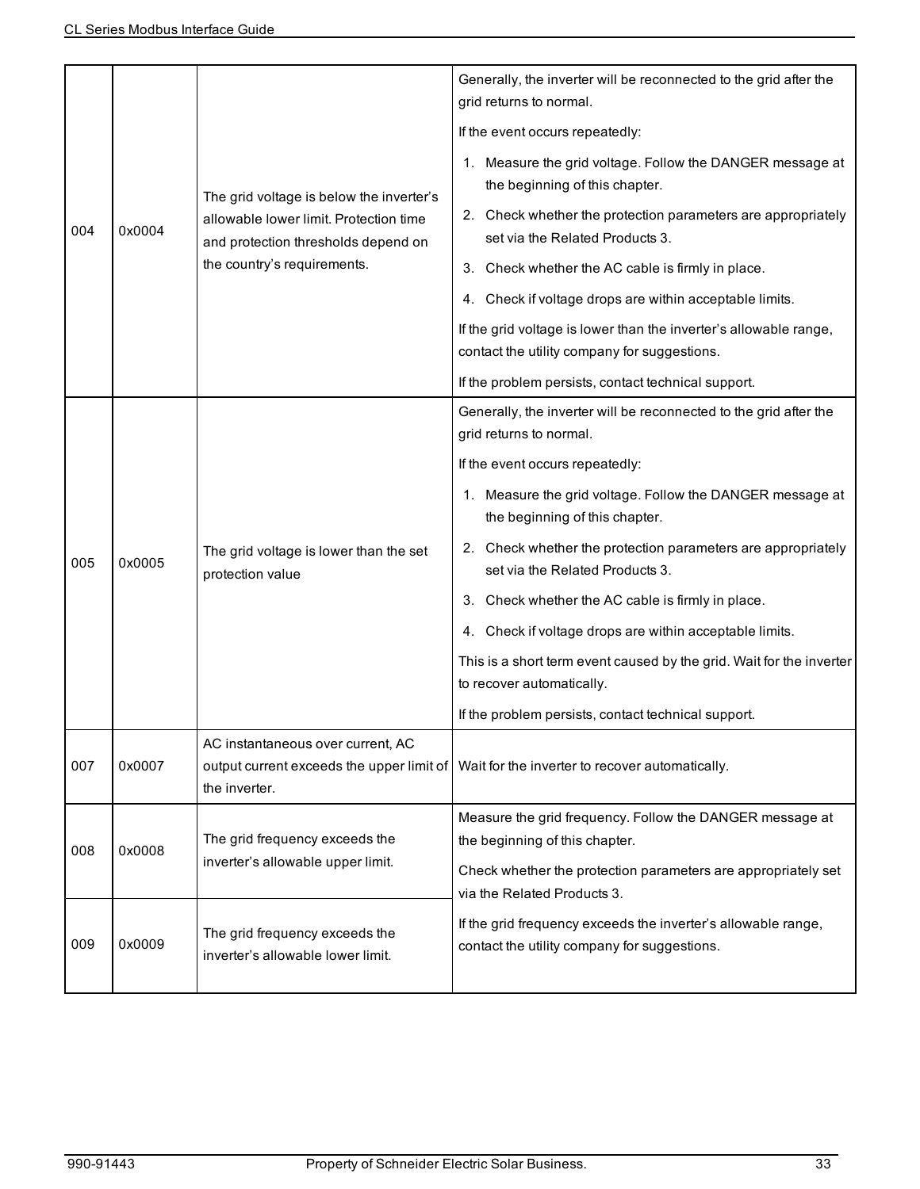| | | | |
|---|---|---|---|
| 004 | 0x0004 | The grid voltage is below the inverter's allowable lower limit. Protection time and protection thresholds depend on the country's requirements. | Generally, the inverter will be reconnected to the grid after the grid returns to normal.<br><br>If the event occurs repeatedly:<br><br>1. Measure the grid voltage. Follow the DANGER message at the beginning of this chapter.<br>2. Check whether the protection parameters are appropriately set via the Related Products 3.<br>3. Check whether the AC cable is firmly in place.<br>4. Check if voltage drops are within acceptable limits.<br><br>If the grid voltage is lower than the inverter's allowable range, contact the utility company for suggestions.<br><br>If the problem persists, contact technical support. |
| 005 | 0x0005 | The grid voltage is lower than the set protection value | Generally, the inverter will be reconnected to the grid after the grid returns to normal.<br><br>If the event occurs repeatedly:<br><br>1. Measure the grid voltage. Follow the DANGER message at the beginning of this chapter.<br>2. Check whether the protection parameters are appropriately set via the Related Products 3.<br>3. Check whether the AC cable is firmly in place.<br>4. Check if voltage drops are within acceptable limits.<br><br>This is a short term event caused by the grid. Wait for the inverter to recover automatically.<br><br>If the problem persists, contact technical support. |
| 007 | 0x0007 | AC instantaneous over current, AC output current exceeds the upper limit of the inverter. | Wait for the inverter to recover automatically. |
| 008 | 0x0008 | The grid frequency exceeds the inverter's allowable upper limit. | Measure the grid frequency. Follow the DANGER message at the beginning of this chapter.<br><br>Check whether the protection parameters are appropriately set via the Related Products 3.<br><br>If the grid frequency exceeds the inverter's allowable range, contact the utility company for suggestions. |
| 009 | 0x0009 | The grid frequency exceeds the inverter's allowable lower limit. | |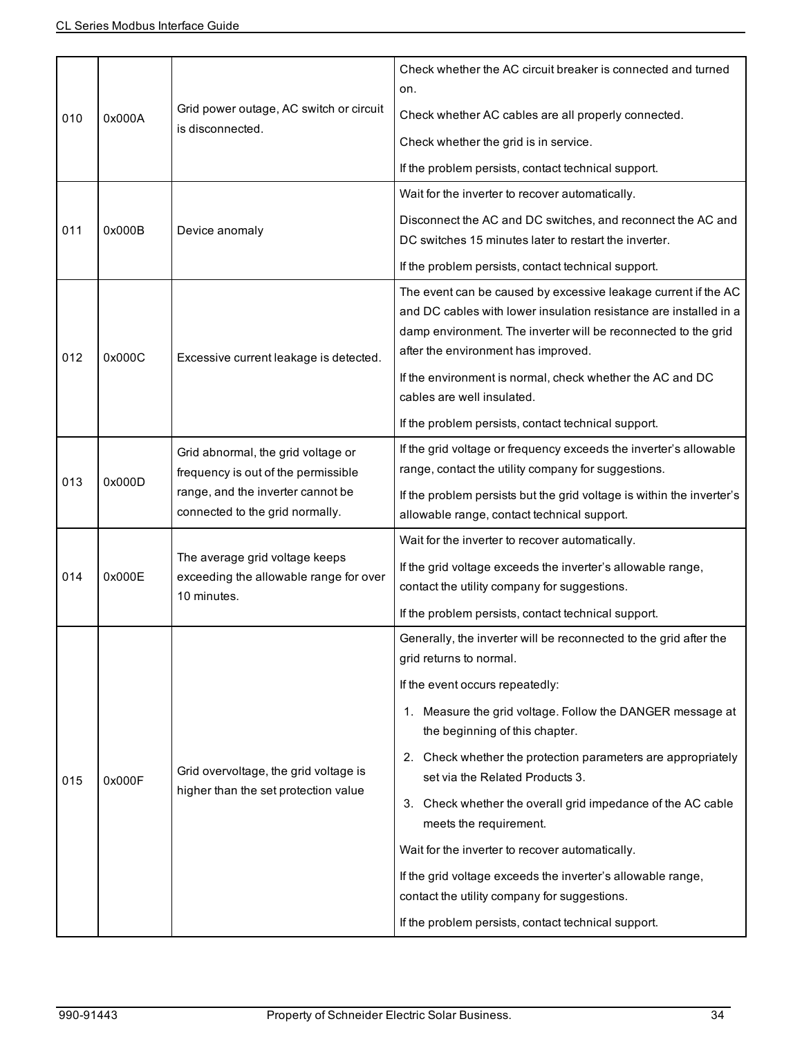| | | | |
|---|---|---|---|
| 010 | 0x000A | Grid power outage, AC switch or circuit is disconnected. | Check whether the AC circuit breaker is connected and turned on.<br><br>Check whether AC cables are all properly connected.<br><br>Check whether the grid is in service.<br><br>If the problem persists, contact technical support. |
| 011 | 0x000B | Device anomaly | Wait for the inverter to recover automatically.<br><br>Disconnect the AC and DC switches, and reconnect the AC and DC switches 15 minutes later to restart the inverter.<br><br>If the problem persists, contact technical support. |
| 012 | 0x000C | Excessive current leakage is detected. | The event can be caused by excessive leakage current if the AC and DC cables with lower insulation resistance are installed in a damp environment. The inverter will be reconnected to the grid after the environment has improved.<br><br>If the environment is normal, check whether the AC and DC cables are well insulated.<br><br>If the problem persists, contact technical support. |
| 013 | 0x000D | Grid abnormal, the grid voltage or frequency is out of the permissible range, and the inverter cannot be connected to the grid normally. | If the grid voltage or frequency exceeds the inverter's allowable range, contact the utility company for suggestions.<br><br>If the problem persists but the grid voltage is within the inverter's allowable range, contact technical support. |
| 014 | 0x000E | The average grid voltage keeps exceeding the allowable range for over 10 minutes. | Wait for the inverter to recover automatically.<br><br>If the grid voltage exceeds the inverter's allowable range, contact the utility company for suggestions.<br><br>If the problem persists, contact technical support. |
| 015 | 0x000F | Grid overvoltage, the grid voltage is higher than the set protection value | Generally, the inverter will be reconnected to the grid after the grid returns to normal.<br><br>If the event occurs repeatedly:<br><br>1. Measure the grid voltage. Follow the DANGER message at the beginning of this chapter.<br><br>2. Check whether the protection parameters are appropriately set via the Related Products 3.<br><br>3. Check whether the overall grid impedance of the AC cable meets the requirement.<br><br>Wait for the inverter to recover automatically.<br><br>If the grid voltage exceeds the inverter's allowable range, contact the utility company for suggestions.<br><br>If the problem persists, contact technical support. |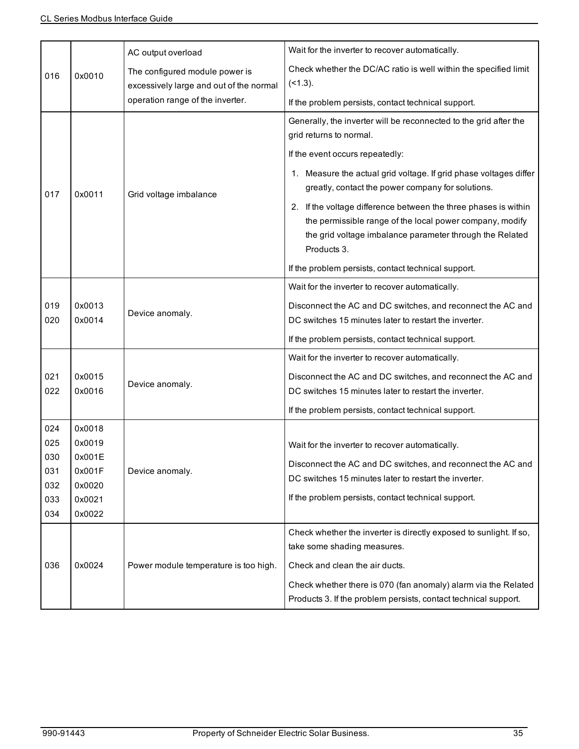| | | | |
|---|---|---|---|
| 016 | 0x0010 | AC output overload<br><br>The configured module power is excessively large and out of the normal operation range of the inverter. | Wait for the inverter to recover automatically.<br><br>Check whether the DC/AC ratio is well within the specified limit (<1.3).<br><br>If the problem persists, contact technical support. |
| 017 | 0x0011 | Grid voltage imbalance | Generally, the inverter will be reconnected to the grid after the grid returns to normal.<br><br>If the event occurs repeatedly:<br><br>1. Measure the actual grid voltage. If grid phase voltages differ greatly, contact the power company for solutions.<br>2. If the voltage difference between the three phases is within the permissible range of the local power company, modify the grid voltage imbalance parameter through the Related Products 3.<br><br>If the problem persists, contact technical support. |
| 019<br>020 | 0x0013<br>0x0014 | Device anomaly. | Wait for the inverter to recover automatically.<br><br>Disconnect the AC and DC switches, and reconnect the AC and DC switches 15 minutes later to restart the inverter.<br><br>If the problem persists, contact technical support. |
| 021<br>022 | 0x0015<br>0x0016 | Device anomaly. | Wait for the inverter to recover automatically.<br><br>Disconnect the AC and DC switches, and reconnect the AC and DC switches 15 minutes later to restart the inverter.<br><br>If the problem persists, contact technical support. |
| 024<br>025<br>030<br>031<br>032<br>033<br>034 | 0x0018<br>0x0019<br>0x001E<br>0x001F<br>0x0020<br>0x0021<br>0x0022 | Device anomaly. | Wait for the inverter to recover automatically.<br><br>Disconnect the AC and DC switches, and reconnect the AC and DC switches 15 minutes later to restart the inverter.<br><br>If the problem persists, contact technical support. |
| 036 | 0x0024 | Power module temperature is too high. | Check whether the inverter is directly exposed to sunlight. If so, take some shading measures.<br><br>Check and clean the air ducts.<br><br>Check whether there is 070 (fan anomaly) alarm via the Related Products 3. If the problem persists, contact technical support. |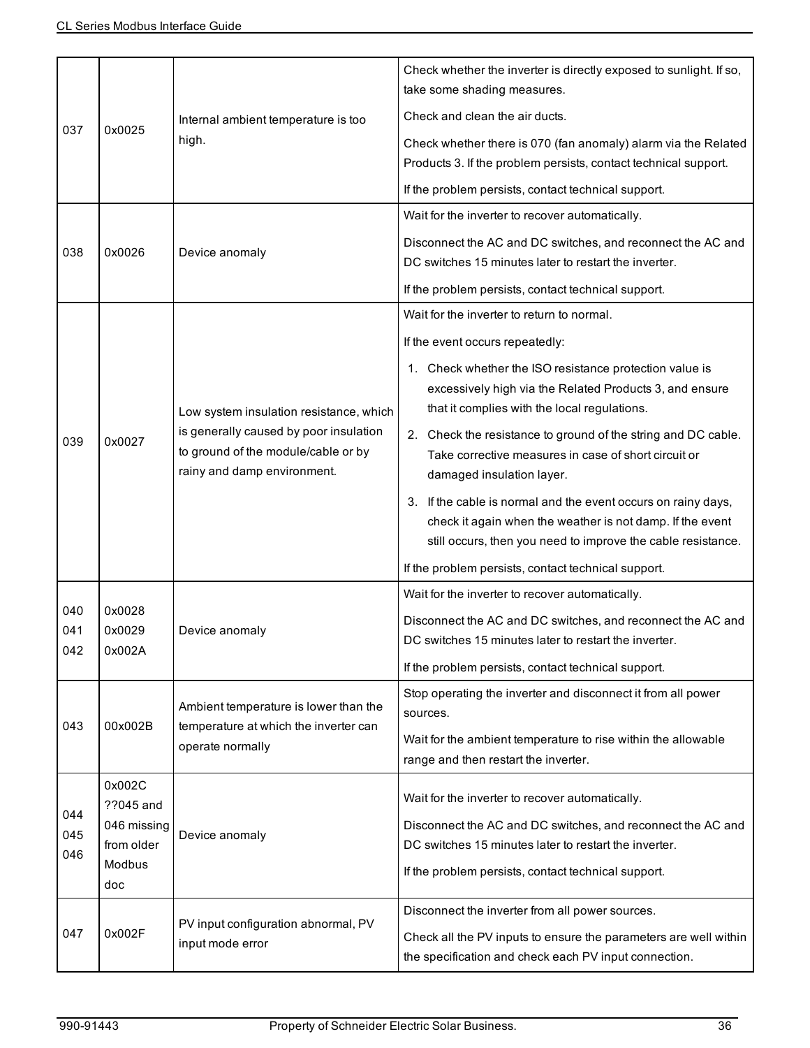| | | | |
|---|---|---|---|
| 037 | 0x0025 | Internal ambient temperature is too high. | Check whether the inverter is directly exposed to sunlight. If so, take some shading measures.<br><br>Check and clean the air ducts.<br><br>Check whether there is 070 (fan anomaly) alarm via the Related Products 3. If the problem persists, contact technical support.<br><br>If the problem persists, contact technical support. |
| 038 | 0x0026 | Device anomaly | Wait for the inverter to recover automatically.<br><br>Disconnect the AC and DC switches, and reconnect the AC and DC switches 15 minutes later to restart the inverter.<br><br>If the problem persists, contact technical support. |
| 039 | 0x0027 | Low system insulation resistance, which is generally caused by poor insulation to ground of the module/cable or by rainy and damp environment. | Wait for the inverter to return to normal.<br><br>If the event occurs repeatedly:<br><br>1. Check whether the ISO resistance protection value is excessively high via the Related Products 3, and ensure that it complies with the local regulations.<br>2. Check the resistance to ground of the string and DC cable. Take corrective measures in case of short circuit or damaged insulation layer.<br>3. If the cable is normal and the event occurs on rainy days, check it again when the weather is not damp. If the event still occurs, then you need to improve the cable resistance.<br><br>If the problem persists, contact technical support. |
| 040<br>041<br>042 | 0x0028<br>0x0029<br>0x002A | Device anomaly | Wait for the inverter to recover automatically.<br><br>Disconnect the AC and DC switches, and reconnect the AC and DC switches 15 minutes later to restart the inverter.<br><br>If the problem persists, contact technical support. |
| 043 | 00x002B | Ambient temperature is lower than the temperature at which the inverter can operate normally | Stop operating the inverter and disconnect it from all power sources.<br><br>Wait for the ambient temperature to rise within the allowable range and then restart the inverter. |
| 044<br>045<br>046 | 0x002C<br>??045 and 046 missing from older Modbus doc | Device anomaly | Wait for the inverter to recover automatically.<br><br>Disconnect the AC and DC switches, and reconnect the AC and DC switches 15 minutes later to restart the inverter.<br><br>If the problem persists, contact technical support. |
| 047 | 0x002F | PV input configuration abnormal, PV input mode error | Disconnect the inverter from all power sources.<br><br>Check all the PV inputs to ensure the parameters are well within the specification and check each PV input connection. |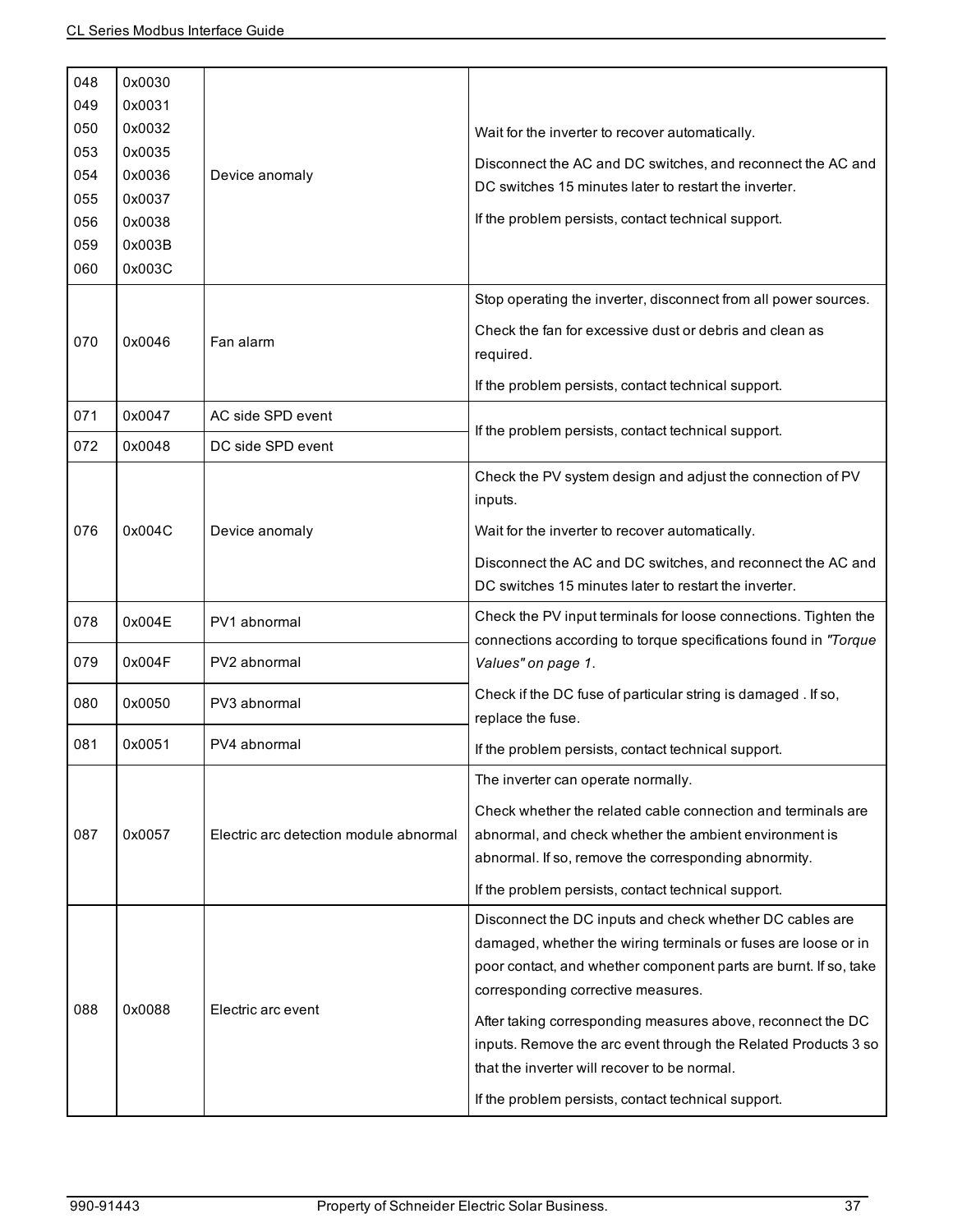| | | | |
|---|---|---|---|
| 048<br>049<br>050<br>053<br>054<br>055<br>056<br>059<br>060 | 0x0030<br>0x0031<br>0x0032<br>0x0035<br>0x0036<br>0x0037<br>0x0038<br>0x003B<br>0x003C | Device anomaly | Wait for the inverter to recover automatically.<br><br>Disconnect the AC and DC switches, and reconnect the AC and DC switches 15 minutes later to restart the inverter.<br><br>If the problem persists, contact technical support. |
| 070 | 0x0046 | Fan alarm | Stop operating the inverter, disconnect from all power sources.<br><br>Check the fan for excessive dust or debris and clean as required.<br><br>If the problem persists, contact technical support. |
| 071 | 0x0047 | AC side SPD event | If the problem persists, contact technical support. |
| 072 | 0x0048 | DC side SPD event | |
| 076 | 0x004C | Device anomaly | Check the PV system design and adjust the connection of PV inputs.<br><br>Wait for the inverter to recover automatically.<br><br>Disconnect the AC and DC switches, and reconnect the AC and DC switches 15 minutes later to restart the inverter. |
| 078 | 0x004E | PV1 abnormal | Check the PV input terminals for loose connections. Tighten the connections according to torque specifications found in *"Torque Values" on page 1*.<br><br>Check if the DC fuse of particular string is damaged . If so, replace the fuse.<br><br>If the problem persists, contact technical support. |
| 079 | 0x004F | PV2 abnormal | |
| 080 | 0x0050 | PV3 abnormal | |
| 081 | 0x0051 | PV4 abnormal | |
| 087 | 0x0057 | Electric arc detection module abnormal | The inverter can operate normally.<br><br>Check whether the related cable connection and terminals are abnormal, and check whether the ambient environment is abnormal. If so, remove the corresponding abnormity.<br><br>If the problem persists, contact technical support. |
| 088 | 0x0088 | Electric arc event | Disconnect the DC inputs and check whether DC cables are damaged, whether the wiring terminals or fuses are loose or in poor contact, and whether component parts are burnt. If so, take corresponding corrective measures.<br><br>After taking corresponding measures above, reconnect the DC inputs. Remove the arc event through the Related Products 3 so that the inverter will recover to be normal.<br><br>If the problem persists, contact technical support. |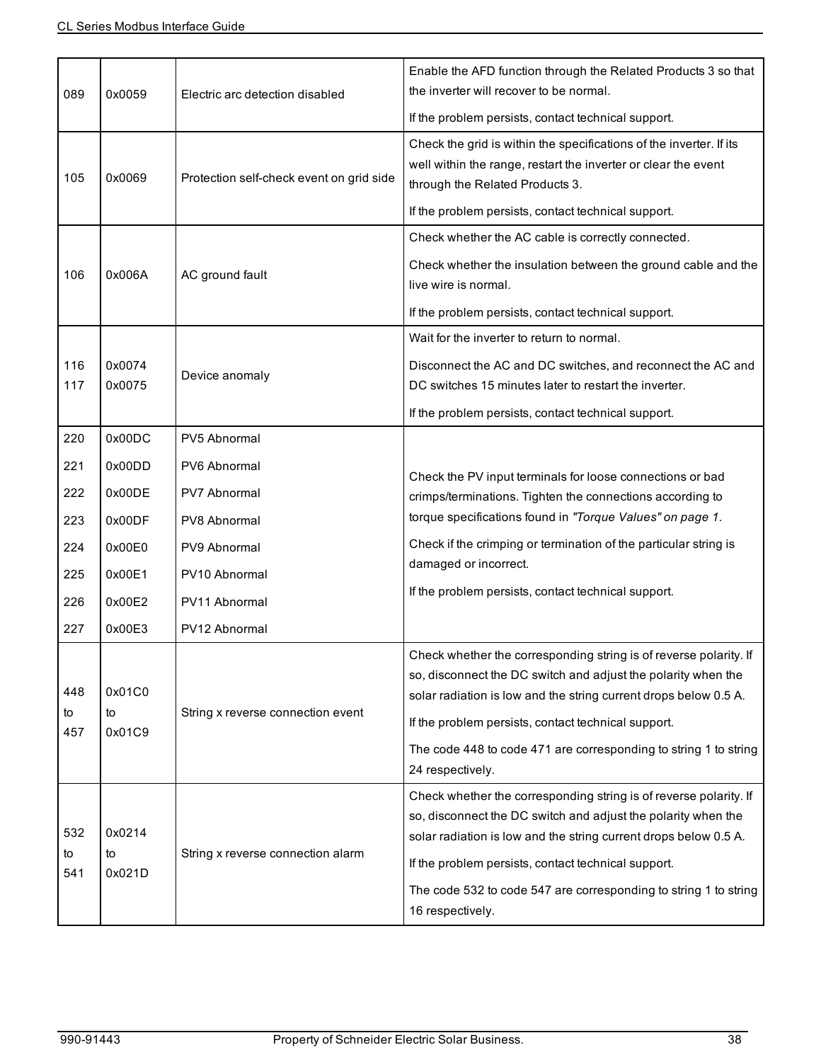| | | | |
|---|---|---|---|
| 089 | 0x0059 | Electric arc detection disabled | Enable the AFD function through the Related Products 3 so that the inverter will recover to be normal.<br><br>If the problem persists, contact technical support. |
| 105 | 0x0069 | Protection self-check event on grid side | Check the grid is within the specifications of the inverter. If its well within the range, restart the inverter or clear the event through the Related Products 3.<br><br>If the problem persists, contact technical support. |
| 106 | 0x006A | AC ground fault | Check whether the AC cable is correctly connected.<br><br>Check whether the insulation between the ground cable and the live wire is normal.<br><br>If the problem persists, contact technical support. |
| 116<br>117 | 0x0074<br>0x0075 | Device anomaly | Wait for the inverter to return to normal.<br><br>Disconnect the AC and DC switches, and reconnect the AC and DC switches 15 minutes later to restart the inverter.<br><br>If the problem persists, contact technical support. |
| 220<br>221<br>222<br>223<br>224<br>225<br>226<br>227 | 0x00DC<br>0x00DD<br>0x00DE<br>0x00DF<br>0x00E0<br>0x00E1<br>0x00E2<br>0x00E3 | PV5 Abnormal<br>PV6 Abnormal<br>PV7 Abnormal<br>PV8 Abnormal<br>PV9 Abnormal<br>PV10 Abnormal<br>PV11 Abnormal<br>PV12 Abnormal | Check the PV input terminals for loose connections or bad crimps/terminations. Tighten the connections according to torque specifications found in *"Torque Values" on page 1*.<br><br>Check if the crimping or termination of the particular string is damaged or incorrect.<br><br>If the problem persists, contact technical support. |
| 448<br>to<br>457 | 0x01C0<br>to<br>0x01C9 | String x reverse connection event | Check whether the corresponding string is of reverse polarity. If so, disconnect the DC switch and adjust the polarity when the solar radiation is low and the string current drops below 0.5 A.<br><br>If the problem persists, contact technical support.<br><br>The code 448 to code 471 are corresponding to string 1 to string 24 respectively. |
| 532<br>to<br>541 | 0x0214<br>to<br>0x021D | String x reverse connection alarm | Check whether the corresponding string is of reverse polarity. If so, disconnect the DC switch and adjust the polarity when the solar radiation is low and the string current drops below 0.5 A.<br><br>If the problem persists, contact technical support.<br><br>The code 532 to code 547 are corresponding to string 1 to string 16 respectively. |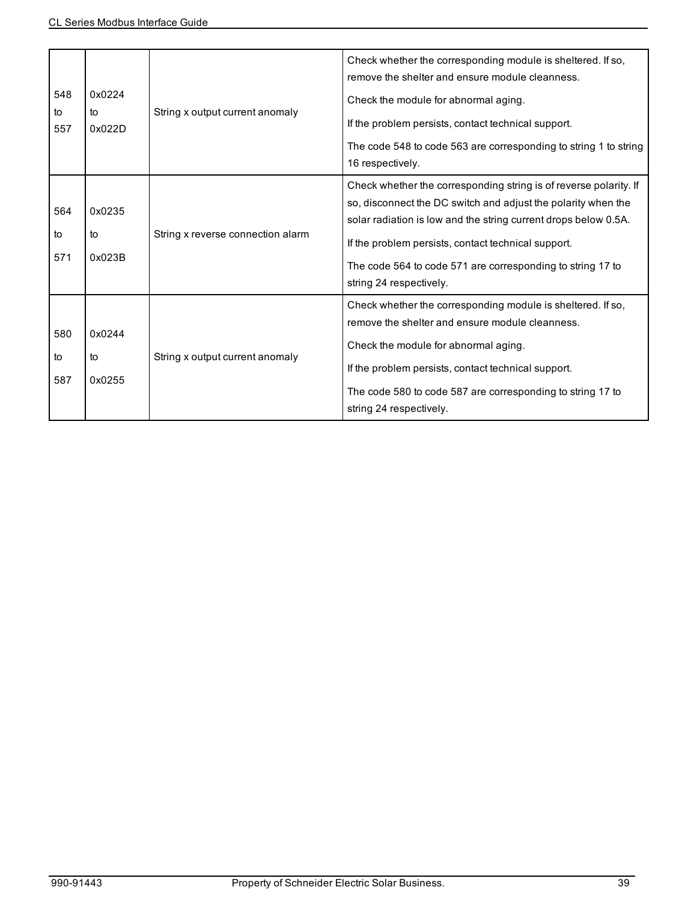| | | | |
|---|---|---|---|
| 548 to 557 | 0x0224 to 0x022D | String x output current anomaly | Check whether the corresponding module is sheltered. If so, remove the shelter and ensure module cleanness.<br>Check the module for abnormal aging.<br>If the problem persists, contact technical support.<br>The code 548 to code 563 are corresponding to string 1 to string 16 respectively. |
| 564 to 571 | 0x0235 to 0x023B | String x reverse connection alarm | Check whether the corresponding string is of reverse polarity. If so, disconnect the DC switch and adjust the polarity when the solar radiation is low and the string current drops below 0.5A.<br>If the problem persists, contact technical support.<br>The code 564 to code 571 are corresponding to string 17 to string 24 respectively. |
| 580 to 587 | 0x0244 to 0x0255 | String x output current anomaly | Check whether the corresponding module is sheltered. If so, remove the shelter and ensure module cleanness.<br>Check the module for abnormal aging.<br>If the problem persists, contact technical support.<br>The code 580 to code 587 are corresponding to string 17 to string 24 respectively. |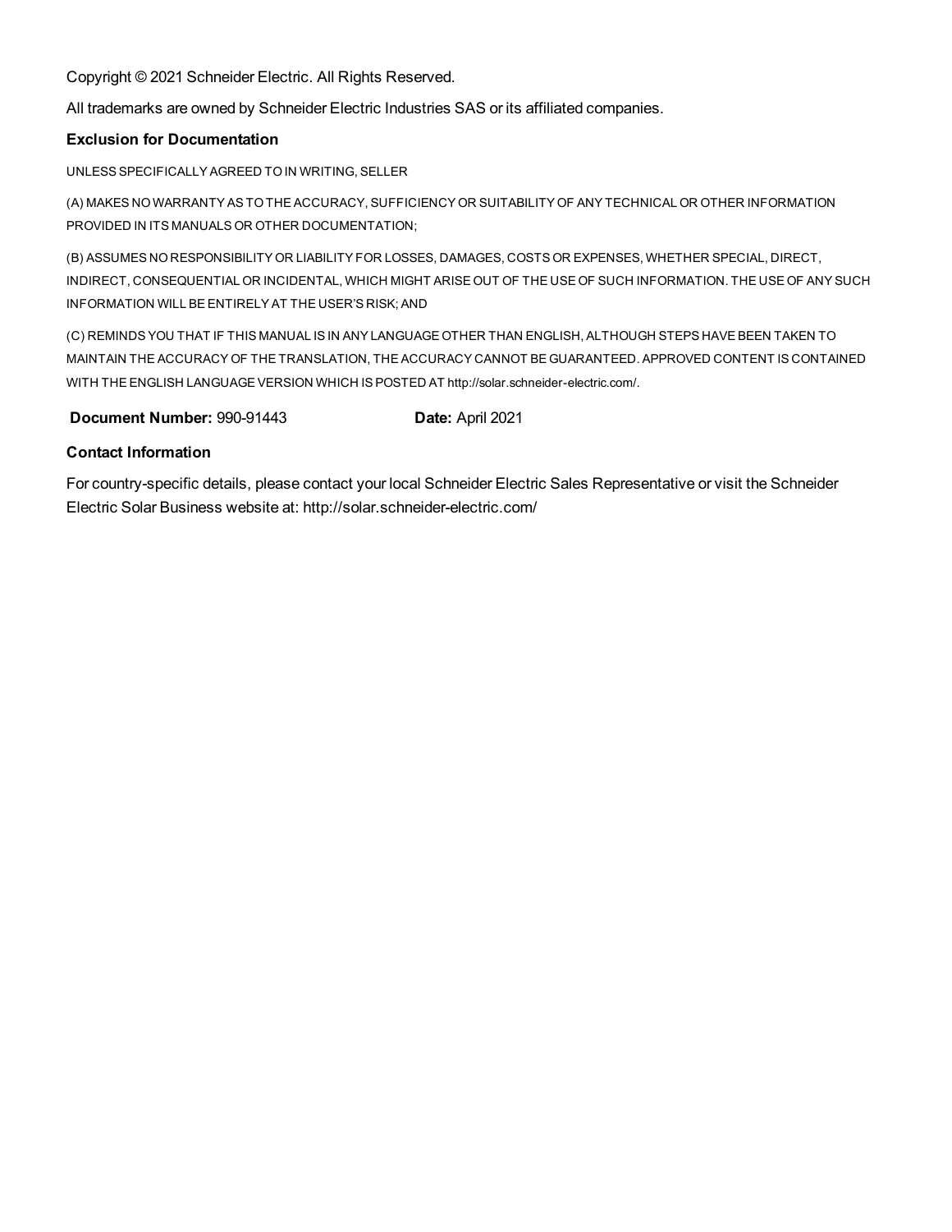Copyright © 2021 Schneider Electric. All Rights Reserved.

All trademarks are owned by Schneider Electric Industries SAS or its affiliated companies.

**Exclusion for Documentation**

UNLESS SPECIFICALLY AGREED TO IN WRITING, SELLER

(A) MAKES NO WARRANTY AS TO THE ACCURACY, SUFFICIENCY OR SUITABILITY OF ANY TECHNICAL OR OTHER INFORMATION PROVIDED IN ITS MANUALS OR OTHER DOCUMENTATION;

(B) ASSUMES NO RESPONSIBILITY OR LIABILITY FOR LOSSES, DAMAGES, COSTS OR EXPENSES, WHETHER SPECIAL, DIRECT, INDIRECT, CONSEQUENTIAL OR INCIDENTAL, WHICH MIGHT ARISE OUT OF THE USE OF SUCH INFORMATION. THE USE OF ANY SUCH INFORMATION WILL BE ENTIRELY AT THE USER'S RISK; AND

(C) REMINDS YOU THAT IF THIS MANUAL IS IN ANY LANGUAGE OTHER THAN ENGLISH, ALTHOUGH STEPS HAVE BEEN TAKEN TO MAINTAIN THE ACCURACY OF THE TRANSLATION, THE ACCURACY CANNOT BE GUARANTEED. APPROVED CONTENT IS CONTAINED WITH THE ENGLISH LANGUAGE VERSION WHICH IS POSTED AT http://solar.schneider-electric.com/.

**Document Number:** 990-91443 **Date:** April 2021

**Contact Information**

For country-specific details, please contact your local Schneider Electric Sales Representative or visit the Schneider Electric Solar Business website at: http://solar.schneider-electric.com/